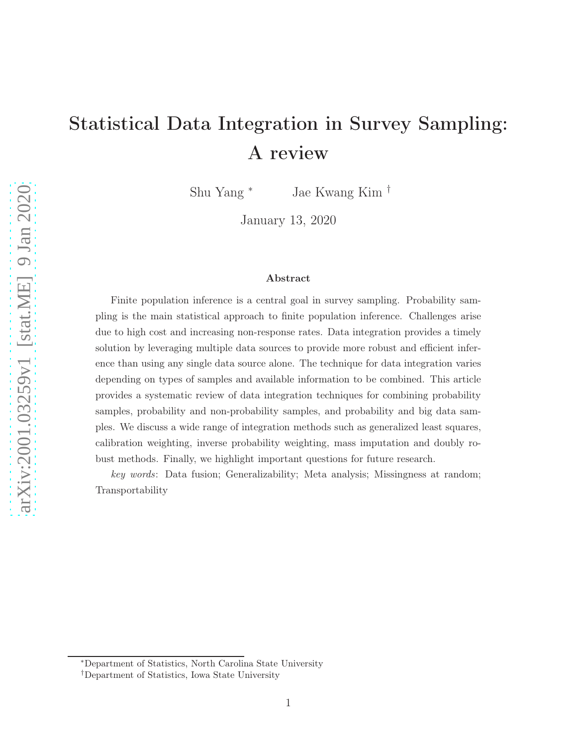# Statistical Data Integration in Survey Sampling: A review

Shu Yang [*] Jae Kwang Kim [†]

January 13, 2020

### Abstract

Finite population inference is a central goal in survey sampling. Probability sampling is the main statistical approach to finite population inference. Challenges arise due to high cost and increasing non-response rates. Data integration provides a timely solution by leveraging multiple data sources to provide more robust and efficient inference than using any single data source alone. The technique for data integration varies depending on types of samples and available information to be combined. This article provides a systematic review of data integration techniques for combining probability samples, probability and non-probability samples, and probability and big data samples. We discuss a wide range of integration methods such as generalized least squares, calibration weighting, inverse probability weighting, mass imputation and doubly robust methods. Finally, we highlight important questions for future research.

*key words*: Data fusion; Generalizability; Meta analysis; Missingness at random; Transportability

---

[*] Department of Statistics, North Carolina State University

[†] Department of Statistics, Iowa State University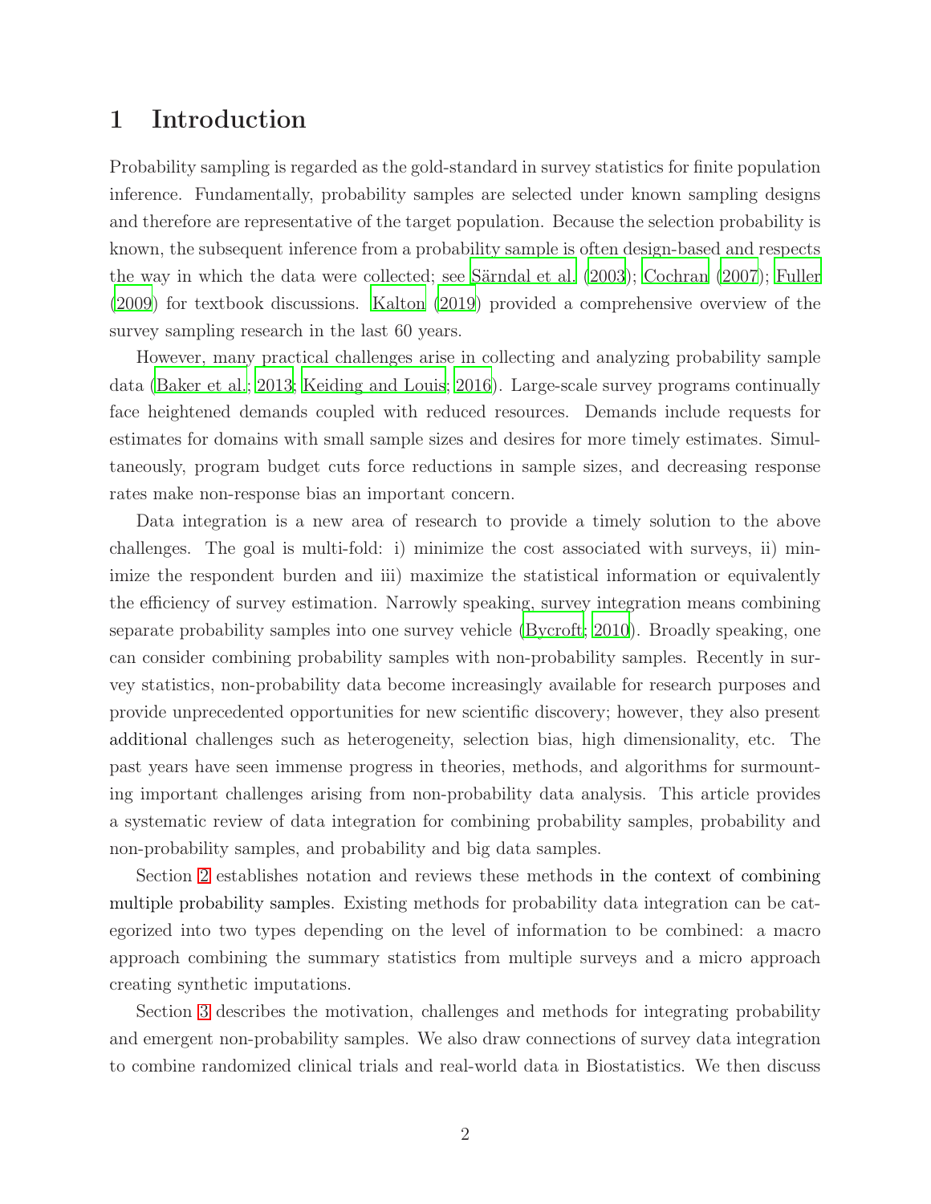# 1 Introduction

Probability sampling is regarded as the gold-standard in survey statistics for finite population inference. Fundamentally, probability samples are selected under known sampling designs and therefore are representative of the target population. Because the selection probability is known, the subsequent inference from a probability sample is often design-based and respects the way in which the data were collected; see Särndal et al. (2003); Cochran (2007); Fuller (2009) for textbook discussions. Kalton (2019) provided a comprehensive overview of the survey sampling research in the last 60 years.

However, many practical challenges arise in collecting and analyzing probability sample data (Baker et al., 2013; Keiding and Louis, 2016). Large-scale survey programs continually face heightened demands coupled with reduced resources. Demands include requests for estimates for domains with small sample sizes and desires for more timely estimates. Simultaneously, program budget cuts force reductions in sample sizes, and decreasing response rates make non-response bias an important concern.

Data integration is a new area of research to provide a timely solution to the above challenges. The goal is multi-fold: i) minimize the cost associated with surveys, ii) minimize the respondent burden and iii) maximize the statistical information or equivalently the efficiency of survey estimation. Narrowly speaking, survey integration means combining separate probability samples into one survey vehicle (Bycroft, 2010). Broadly speaking, one can consider combining probability samples with non-probability samples. Recently in survey statistics, non-probability data become increasingly available for research purposes and provide unprecedented opportunities for new scientific discovery; however, they also present additional challenges such as heterogeneity, selection bias, high dimensionality, etc. The past years have seen immense progress in theories, methods, and algorithms for surmounting important challenges arising from non-probability data analysis. This article provides a systematic review of data integration for combining probability samples, probability and non-probability samples, and probability and big data samples.

Section 2 establishes notation and reviews these methods in the context of combining multiple probability samples. Existing methods for probability data integration can be categorized into two types depending on the level of information to be combined: a macro approach combining the summary statistics from multiple surveys and a micro approach creating synthetic imputations.

Section 3 describes the motivation, challenges and methods for integrating probability and emergent non-probability samples. We also draw connections of survey data integration to combine randomized clinical trials and real-world data in Biostatistics. We then discuss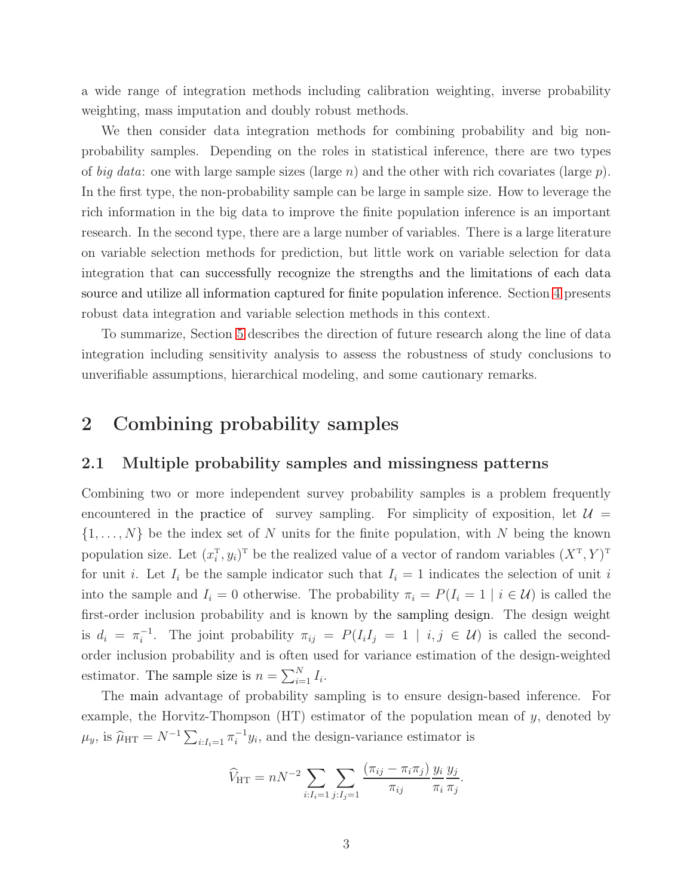a wide range of integration methods including calibration weighting, inverse probability weighting, mass imputation and doubly robust methods.

We then consider data integration methods for combining probability and big non-probability samples. Depending on the roles in statistical inference, there are two types of *big data*: one with large sample sizes (large $n$) and the other with rich covariates (large $p$). In the first type, the non-probability sample can be large in sample size. How to leverage the rich information in the big data to improve the finite population inference is an important research. In the second type, there are a large number of variables. There is a large literature on variable selection methods for prediction, but little work on variable selection for data integration that can successfully recognize the strengths and the limitations of each data source and utilize all information captured for finite population inference. Section 4 presents robust data integration and variable selection methods in this context.

To summarize, Section 5 describes the direction of future research along the line of data integration including sensitivity analysis to assess the robustness of study conclusions to unverifiable assumptions, hierarchical modeling, and some cautionary remarks.

# 2 Combining probability samples

## 2.1 Multiple probability samples and missingness patterns

Combining two or more independent survey probability samples is a problem frequently encountered in the practice of survey sampling. For simplicity of exposition, let $\mathcal{U} = \{1, \ldots, N\}$ be the index set of $N$ units for the finite population, with $N$ being the known population size. Let $(x_i^{\mathrm{T}}, y_i)^{\mathrm{T}}$ be the realized value of a vector of random variables $(X^{\mathrm{T}}, Y)^{\mathrm{T}}$ for unit $i$. Let $I_i$ be the sample indicator such that $I_i = 1$ indicates the selection of unit $i$ into the sample and $I_i = 0$ otherwise. The probability $\pi_i = P(I_i = 1 \mid i \in \mathcal{U})$ is called the first-order inclusion probability and is known by the sampling design. The design weight is $d_i = \pi_i^{-1}$. The joint probability $\pi_{ij} = P(I_i I_j = 1 \mid i, j \in \mathcal{U})$ is called the second-order inclusion probability and is often used for variance estimation of the design-weighted estimator. The sample size is $n = \sum_{i=1}^{N} I_i$.

The main advantage of probability sampling is to ensure design-based inference. For example, the Horvitz-Thompson (HT) estimator of the population mean of $y$, denoted by $\mu_y$, is $\widehat{\mu}_{\mathrm{HT}} = N^{-1} \sum_{i:I_i=1} \pi_i^{-1} y_i$, and the design-variance estimator is

$$\widehat{V}_{\mathrm{HT}} = nN^{-2} \sum_{i:I_i=1} \sum_{j:I_j=1} \frac{(\pi_{ij} - \pi_i \pi_j)}{\pi_{ij}} \frac{y_i}{\pi_i} \frac{y_j}{\pi_j}.$$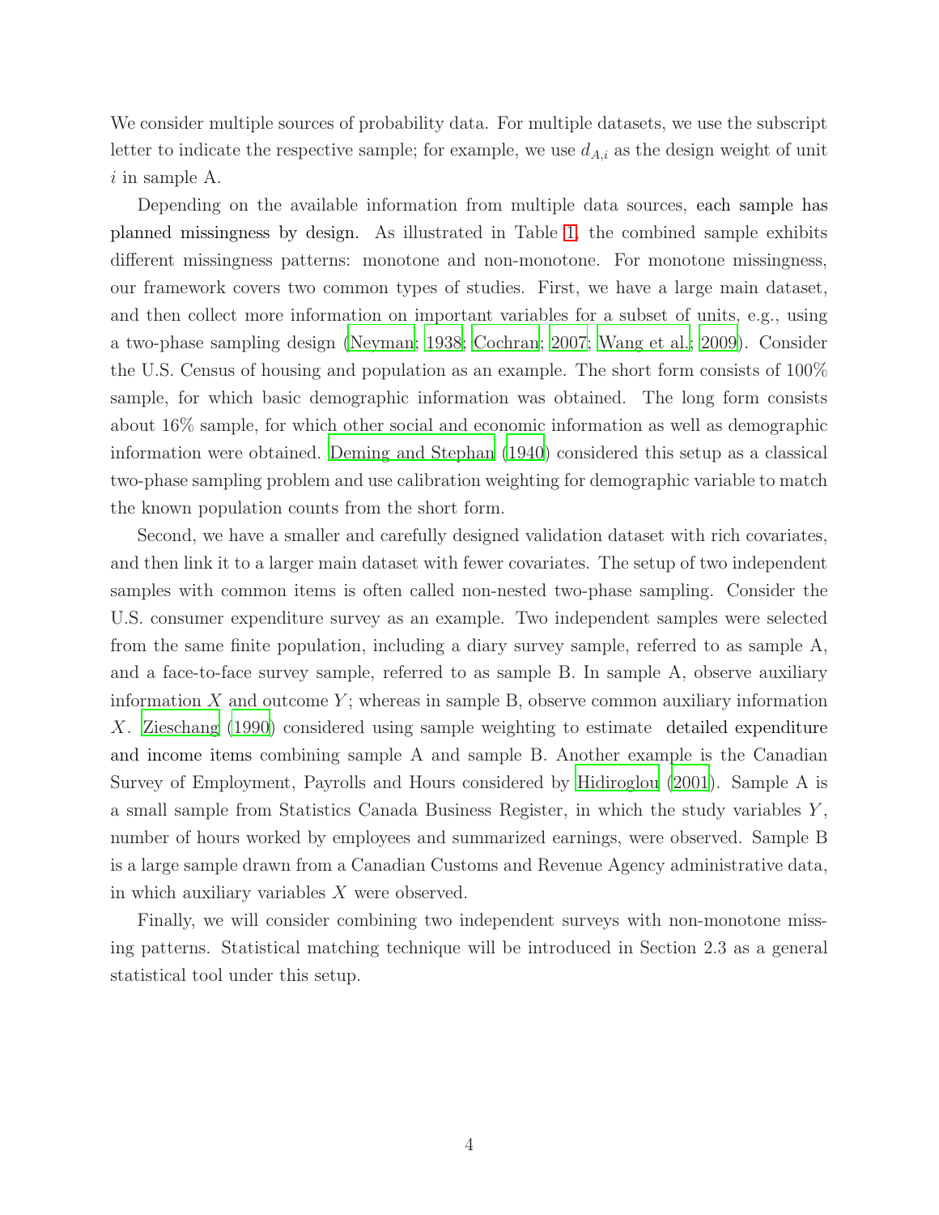We consider multiple sources of probability data. For multiple datasets, we use the subscript letter to indicate the respective sample; for example, we use $d_{A,i}$ as the design weight of unit $i$ in sample A.

Depending on the available information from multiple data sources, each sample has planned missingness by design. As illustrated in Table 1, the combined sample exhibits different missingness patterns: monotone and non-monotone. For monotone missingness, our framework covers two common types of studies. First, we have a large main dataset, and then collect more information on important variables for a subset of units, e.g., using a two-phase sampling design (Neyman; 1938; Cochran; 2007; Wang et al.; 2009). Consider the U.S. Census of housing and population as an example. The short form consists of 100% sample, for which basic demographic information was obtained. The long form consists about 16% sample, for which other social and economic information as well as demographic information were obtained. Deming and Stephan (1940) considered this setup as a classical two-phase sampling problem and use calibration weighting for demographic variable to match the known population counts from the short form.

Second, we have a smaller and carefully designed validation dataset with rich covariates, and then link it to a larger main dataset with fewer covariates. The setup of two independent samples with common items is often called non-nested two-phase sampling. Consider the U.S. consumer expenditure survey as an example. Two independent samples were selected from the same finite population, including a diary survey sample, referred to as sample A, and a face-to-face survey sample, referred to as sample B. In sample A, observe auxiliary information $X$ and outcome $Y$; whereas in sample B, observe common auxiliary information $X$. Zieschang (1990) considered using sample weighting to estimate detailed expenditure and income items combining sample A and sample B. Another example is the Canadian Survey of Employment, Payrolls and Hours considered by Hidiroglou (2001). Sample A is a small sample from Statistics Canada Business Register, in which the study variables $Y$, number of hours worked by employees and summarized earnings, were observed. Sample B is a large sample drawn from a Canadian Customs and Revenue Agency administrative data, in which auxiliary variables $X$ were observed.

Finally, we will consider combining two independent surveys with non-monotone missing patterns. Statistical matching technique will be introduced in Section 2.3 as a general statistical tool under this setup.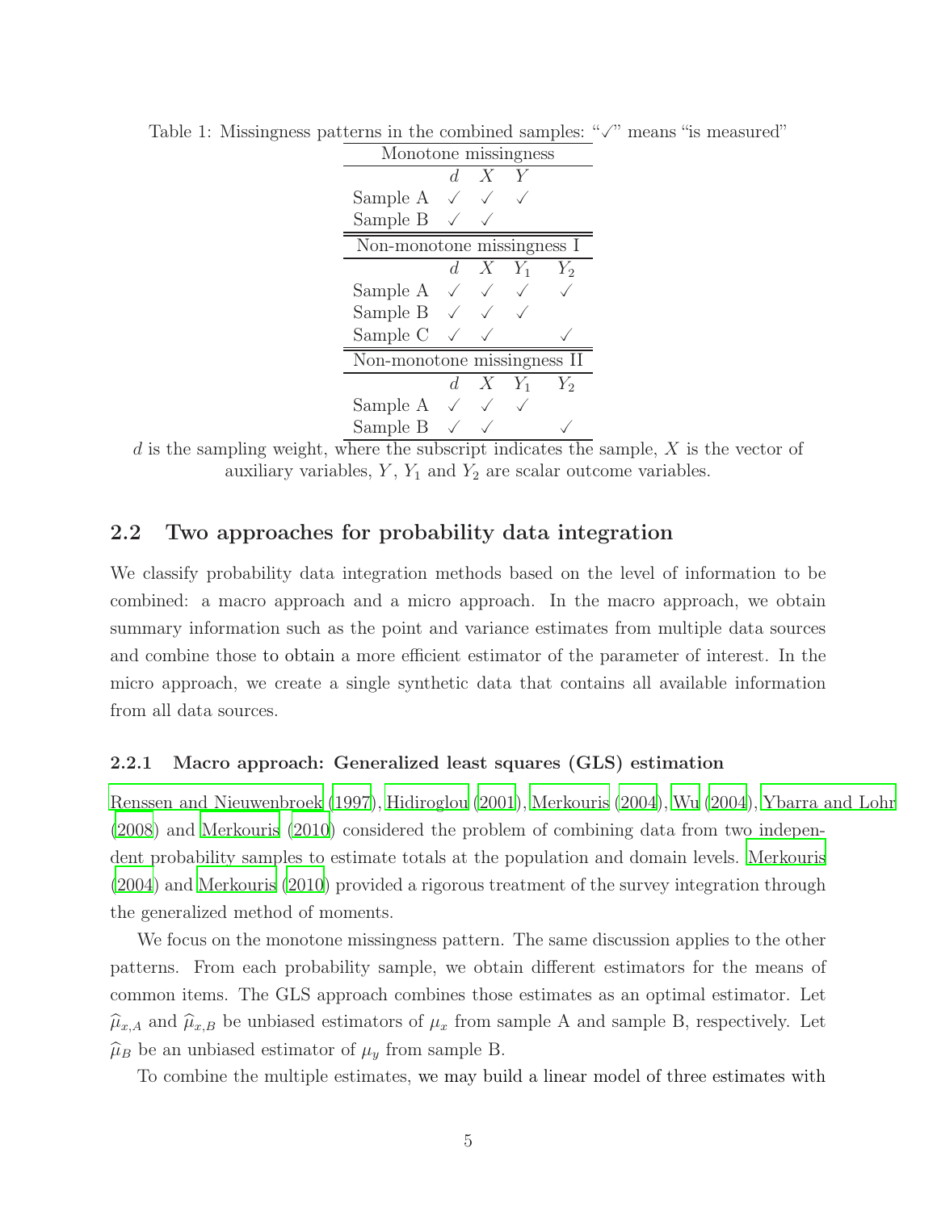Table 1: Missingness patterns in the combined samples: "✓" means "is measured"

| Monotone missingness | | | |
|---|---|---|---|
| | $d$ | $X$ | $Y$ |
| Sample A | ✓ | ✓ | ✓ |
| Sample B | ✓ | ✓ | |

| Non-monotone missingness I | | | | |
|---|---|---|---|---|
| | $d$ | $X$ | $Y_1$ | $Y_2$ |
| Sample A | ✓ | ✓ | ✓ | ✓ |
| Sample B | ✓ | ✓ | ✓ | |
| Sample C | ✓ | ✓ | | ✓ |

| Non-monotone missingness II | | | | |
|---|---|---|---|---|
| | $d$ | $X$ | $Y_1$ | $Y_2$ |
| Sample A | ✓ | ✓ | ✓ | |
| Sample B | ✓ | ✓ | | ✓ |

$d$ is the sampling weight, where the subscript indicates the sample, $X$ is the vector of auxiliary variables, $Y$, $Y_1$ and $Y_2$ are scalar outcome variables.

## 2.2 Two approaches for probability data integration

We classify probability data integration methods based on the level of information to be combined: a macro approach and a micro approach. In the macro approach, we obtain summary information such as the point and variance estimates from multiple data sources and combine those to obtain a more efficient estimator of the parameter of interest. In the micro approach, we create a single synthetic data that contains all available information from all data sources.

### 2.2.1 Macro approach: Generalized least squares (GLS) estimation

Renssen and Nieuwenbroek (1997), Hidiroglou (2001), Merkouris (2004), Wu (2004), Ybarra and Lohr (2008) and Merkouris (2010) considered the problem of combining data from two independent probability samples to estimate totals at the population and domain levels. Merkouris (2004) and Merkouris (2010) provided a rigorous treatment of the survey integration through the generalized method of moments.

We focus on the monotone missingness pattern. The same discussion applies to the other patterns. From each probability sample, we obtain different estimators for the means of common items. The GLS approach combines those estimates as an optimal estimator. Let $\widehat{\mu}_{x,A}$ and $\widehat{\mu}_{x,B}$ be unbiased estimators of $\mu_x$ from sample A and sample B, respectively. Let $\widehat{\mu}_B$ be an unbiased estimator of $\mu_y$ from sample B.

To combine the multiple estimates, we may build a linear model of three estimates with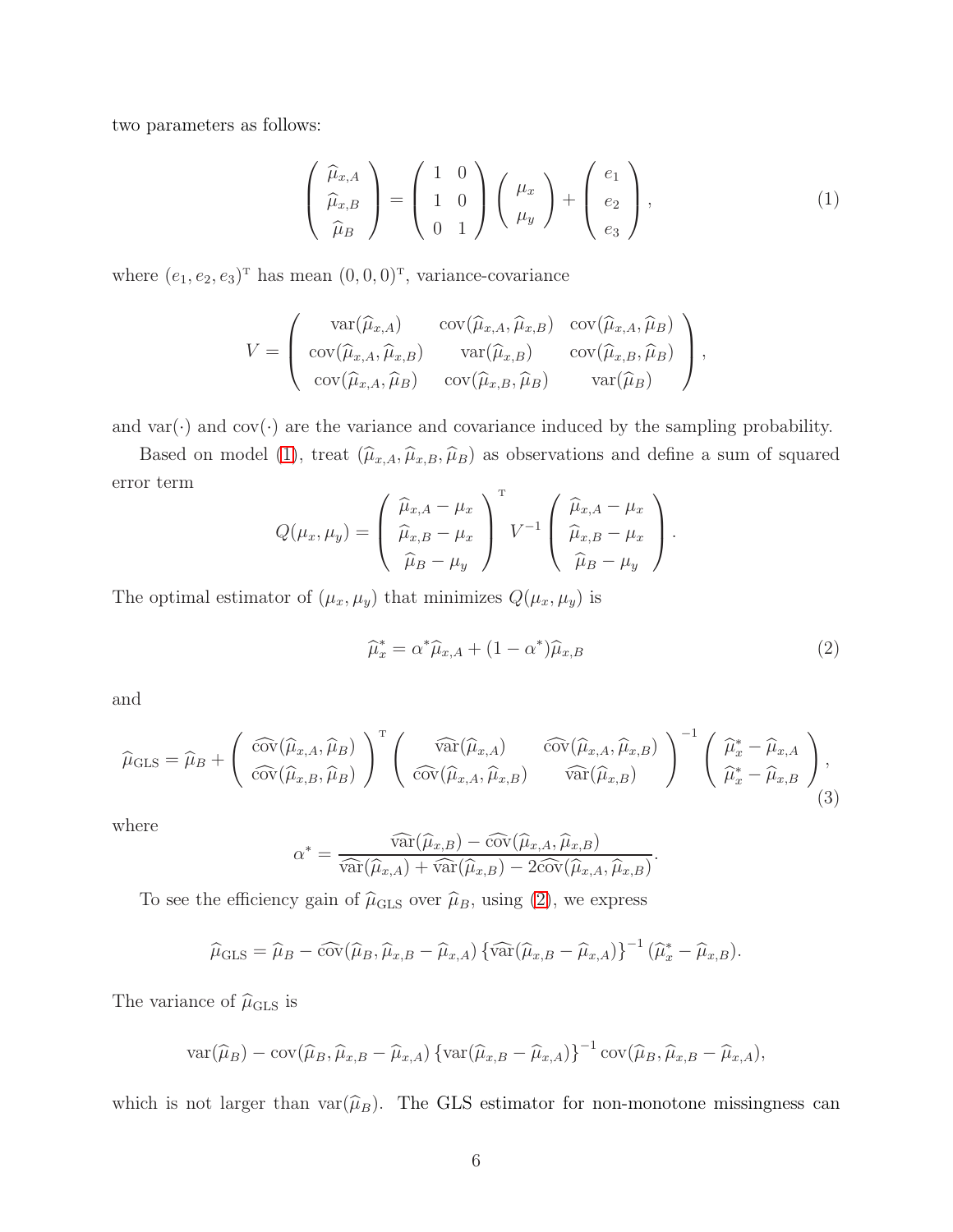two parameters as follows:

$$
\begin{pmatrix} \widehat{\mu}_{x,A} \\ \widehat{\mu}_{x,B} \\ \widehat{\mu}_{B} \end{pmatrix} = \begin{pmatrix} 1 & 0 \\ 1 & 0 \\ 0 & 1 \end{pmatrix} \begin{pmatrix} \mu_x \\ \mu_y \end{pmatrix} + \begin{pmatrix} e_1 \\ e_2 \\ e_3 \end{pmatrix}, \tag{1}
$$

where $(e_1, e_2, e_3)^{\mathrm{T}}$ has mean $(0, 0, 0)^{\mathrm{T}}$, variance-covariance

$$
V = \begin{pmatrix} \mathrm{var}(\widehat{\mu}_{x,A}) & \mathrm{cov}(\widehat{\mu}_{x,A}, \widehat{\mu}_{x,B}) & \mathrm{cov}(\widehat{\mu}_{x,A}, \widehat{\mu}_{B}) \\ \mathrm{cov}(\widehat{\mu}_{x,A}, \widehat{\mu}_{x,B}) & \mathrm{var}(\widehat{\mu}_{x,B}) & \mathrm{cov}(\widehat{\mu}_{x,B}, \widehat{\mu}_{B}) \\ \mathrm{cov}(\widehat{\mu}_{x,A}, \widehat{\mu}_{B}) & \mathrm{cov}(\widehat{\mu}_{x,B}, \widehat{\mu}_{B}) & \mathrm{var}(\widehat{\mu}_{B}) \end{pmatrix},
$$

and $\mathrm{var}(\cdot)$ and $\mathrm{cov}(\cdot)$ are the variance and covariance induced by the sampling probability.

Based on model (1), treat $(\widehat{\mu}_{x,A}, \widehat{\mu}_{x,B}, \widehat{\mu}_{B})$ as observations and define a sum of squared error term

$$
Q(\mu_x, \mu_y) = \begin{pmatrix} \widehat{\mu}_{x,A} - \mu_x \\ \widehat{\mu}_{x,B} - \mu_x \\ \widehat{\mu}_{B} - \mu_y \end{pmatrix}^{\mathrm{T}} V^{-1} \begin{pmatrix} \widehat{\mu}_{x,A} - \mu_x \\ \widehat{\mu}_{x,B} - \mu_x \\ \widehat{\mu}_{B} - \mu_y \end{pmatrix}.
$$

The optimal estimator of $(\mu_x, \mu_y)$ that minimizes $Q(\mu_x, \mu_y)$ is

$$
\widehat{\mu}_x^* = \alpha^* \widehat{\mu}_{x,A} + (1 - \alpha^*) \widehat{\mu}_{x,B} \tag{2}
$$

and

$$
\widehat{\mu}_{\mathrm{GLS}} = \widehat{\mu}_B + \begin{pmatrix} \widehat{\mathrm{cov}}(\widehat{\mu}_{x,A}, \widehat{\mu}_B) \\ \widehat{\mathrm{cov}}(\widehat{\mu}_{x,B}, \widehat{\mu}_B) \end{pmatrix}^{\mathrm{T}} \begin{pmatrix} \widehat{\mathrm{var}}(\widehat{\mu}_{x,A}) & \widehat{\mathrm{cov}}(\widehat{\mu}_{x,A}, \widehat{\mu}_{x,B}) \\ \widehat{\mathrm{cov}}(\widehat{\mu}_{x,A}, \widehat{\mu}_{x,B}) & \widehat{\mathrm{var}}(\widehat{\mu}_{x,B}) \end{pmatrix}^{-1} \begin{pmatrix} \widehat{\mu}_x^* - \widehat{\mu}_{x,A} \\ \widehat{\mu}_x^* - \widehat{\mu}_{x,B} \end{pmatrix}, \tag{3}
$$

where

$$
\alpha^* = \frac{\widehat{\mathrm{var}}(\widehat{\mu}_{x,B}) - \widehat{\mathrm{cov}}(\widehat{\mu}_{x,A}, \widehat{\mu}_{x,B})}{\widehat{\mathrm{var}}(\widehat{\mu}_{x,A}) + \widehat{\mathrm{var}}(\widehat{\mu}_{x,B}) - 2\widehat{\mathrm{cov}}(\widehat{\mu}_{x,A}, \widehat{\mu}_{x,B})}.
$$

To see the efficiency gain of $\widehat{\mu}_{\mathrm{GLS}}$ over $\widehat{\mu}_B$, using (2), we express

$$
\widehat{\mu}_{\mathrm{GLS}} = \widehat{\mu}_B - \widehat{\mathrm{cov}}(\widehat{\mu}_B, \widehat{\mu}_{x,B} - \widehat{\mu}_{x,A}) \left\{ \widehat{\mathrm{var}}(\widehat{\mu}_{x,B} - \widehat{\mu}_{x,A}) \right\}^{-1} (\widehat{\mu}_x^* - \widehat{\mu}_{x,B}).
$$

The variance of $\widehat{\mu}_{\mathrm{GLS}}$ is

$$
\mathrm{var}(\widehat{\mu}_B) - \mathrm{cov}(\widehat{\mu}_B, \widehat{\mu}_{x,B} - \widehat{\mu}_{x,A}) \left\{ \mathrm{var}(\widehat{\mu}_{x,B} - \widehat{\mu}_{x,A}) \right\}^{-1} \mathrm{cov}(\widehat{\mu}_B, \widehat{\mu}_{x,B} - \widehat{\mu}_{x,A}),
$$

which is not larger than $\mathrm{var}(\widehat{\mu}_B)$. The GLS estimator for non-monotone missingness can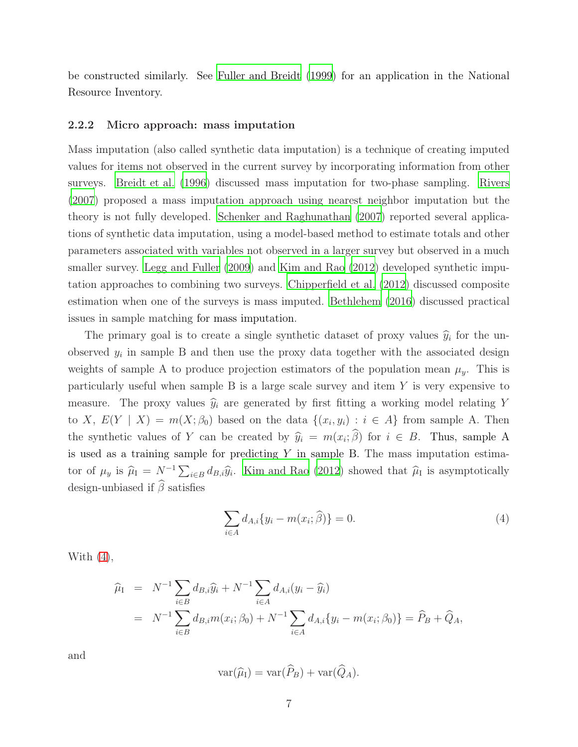be constructed similarly. See Fuller and Breidt (1999) for an application in the National Resource Inventory.

### 2.2.2 Micro approach: mass imputation

Mass imputation (also called synthetic data imputation) is a technique of creating imputed values for items not observed in the current survey by incorporating information from other surveys. Breidt et al. (1996) discussed mass imputation for two-phase sampling. Rivers (2007) proposed a mass imputation approach using nearest neighbor imputation but the theory is not fully developed. Schenker and Raghunathan (2007) reported several applications of synthetic data imputation, using a model-based method to estimate totals and other parameters associated with variables not observed in a larger survey but observed in a much smaller survey. Legg and Fuller (2009) and Kim and Rao (2012) developed synthetic imputation approaches to combining two surveys. Chipperfield et al. (2012) discussed composite estimation when one of the surveys is mass imputed. Bethlehem (2016) discussed practical issues in sample matching for mass imputation.

The primary goal is to create a single synthetic dataset of proxy values $\widehat{y}_i$ for the unobserved $y_i$ in sample B and then use the proxy data together with the associated design weights of sample A to produce projection estimators of the population mean $\mu_y$. This is particularly useful when sample B is a large scale survey and item $Y$ is very expensive to measure. The proxy values $\widehat{y}_i$ are generated by first fitting a working model relating $Y$ to $X$, $E(Y \mid X) = m(X; \beta_0)$ based on the data $\{(x_i, y_i) : i \in A\}$ from sample A. Then the synthetic values of $Y$ can be created by $\widehat{y}_i = m(x_i; \widehat{\beta})$ for $i \in B$. Thus, sample A is used as a training sample for predicting $Y$ in sample B. The mass imputation estimator of $\mu_y$ is $\widehat{\mu}_{\mathrm{I}} = N^{-1} \sum_{i \in B} d_{B,i} \widehat{y}_i$. Kim and Rao (2012) showed that $\widehat{\mu}_{\mathrm{I}}$ is asymptotically design-unbiased if $\widehat{\beta}$ satisfies

$$\sum_{i \in A} d_{A,i} \{y_i - m(x_i; \widehat{\beta})\} = 0. \tag{4}$$

With (4),

$$\begin{aligned}
\widehat{\mu}_{\mathrm{I}} &= N^{-1} \sum_{i \in B} d_{B,i} \widehat{y}_i + N^{-1} \sum_{i \in A} d_{A,i} (y_i - \widehat{y}_i) \\
&= N^{-1} \sum_{i \in B} d_{B,i} m(x_i; \beta_0) + N^{-1} \sum_{i \in A} d_{A,i} \{y_i - m(x_i; \beta_0)\} = \widehat{P}_B + \widehat{Q}_A,
\end{aligned}$$

and

$$\mathrm{var}(\widehat{\mu}_{\mathrm{I}}) = \mathrm{var}(\widehat{P}_B) + \mathrm{var}(\widehat{Q}_A).$$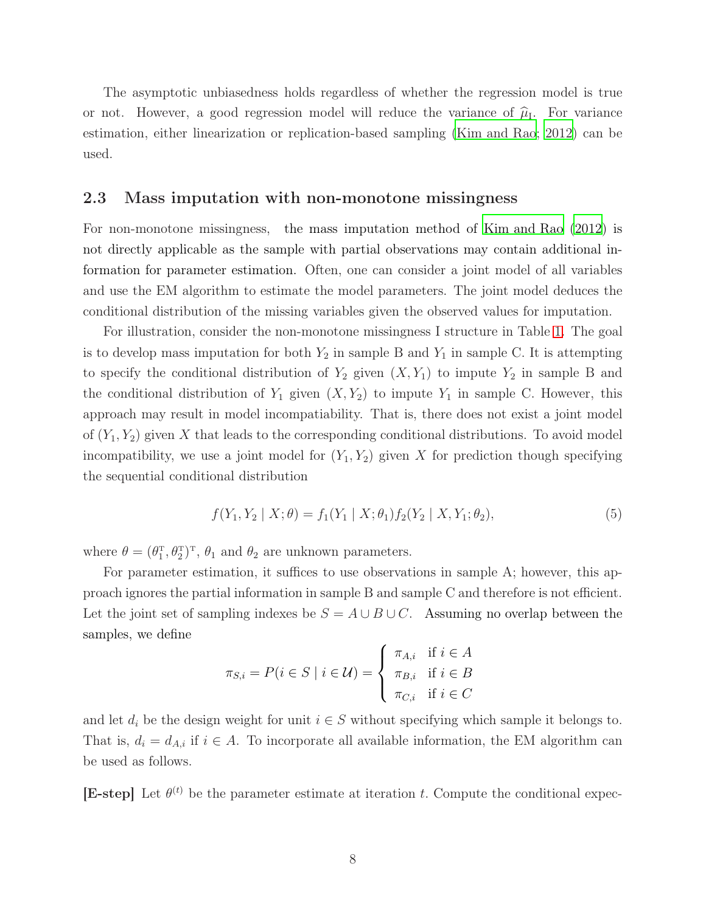The asymptotic unbiasedness holds regardless of whether the regression model is true or not. However, a good regression model will reduce the variance of $\widehat{\mu}_{\mathrm{I}}$. For variance estimation, either linearization or replication-based sampling (Kim and Rao; 2012) can be used.

### 2.3 Mass imputation with non-monotone missingness

For non-monotone missingness, the mass imputation method of Kim and Rao (2012) is not directly applicable as the sample with partial observations may contain additional information for parameter estimation. Often, one can consider a joint model of all variables and use the EM algorithm to estimate the model parameters. The joint model deduces the conditional distribution of the missing variables given the observed values for imputation.

For illustration, consider the non-monotone missingness I structure in Table 1. The goal is to develop mass imputation for both $Y_2$ in sample B and $Y_1$ in sample C. It is attempting to specify the conditional distribution of $Y_2$ given $(X, Y_1)$ to impute $Y_2$ in sample B and the conditional distribution of $Y_1$ given $(X, Y_2)$ to impute $Y_1$ in sample C. However, this approach may result in model incompatiability. That is, there does not exist a joint model of $(Y_1, Y_2)$ given $X$ that leads to the corresponding conditional distributions. To avoid model incompatibility, we use a joint model for $(Y_1, Y_2)$ given $X$ for prediction though specifying the sequential conditional distribution

$$f(Y_1, Y_2 \mid X; \theta) = f_1(Y_1 \mid X; \theta_1) f_2(Y_2 \mid X, Y_1; \theta_2), \tag{5}$$

where $\theta = (\theta_1^{\mathrm{T}}, \theta_2^{\mathrm{T}})^{\mathrm{T}}$, $\theta_1$ and $\theta_2$ are unknown parameters.

For parameter estimation, it suffices to use observations in sample A; however, this approach ignores the partial information in sample B and sample C and therefore is not efficient. Let the joint set of sampling indexes be $S = A \cup B \cup C$. Assuming no overlap between the samples, we define

$$\pi_{S,i} = P(i \in S \mid i \in \mathcal{U}) = \begin{cases} \pi_{A,i} & \text{if } i \in A \\ \pi_{B,i} & \text{if } i \in B \\ \pi_{C,i} & \text{if } i \in C \end{cases}$$

and let $d_i$ be the design weight for unit $i \in S$ without specifying which sample it belongs to. That is, $d_i = d_{A,i}$ if $i \in A$. To incorporate all available information, the EM algorithm can be used as follows.

**[E-step]** Let $\theta^{(t)}$ be the parameter estimate at iteration $t$. Compute the conditional expec-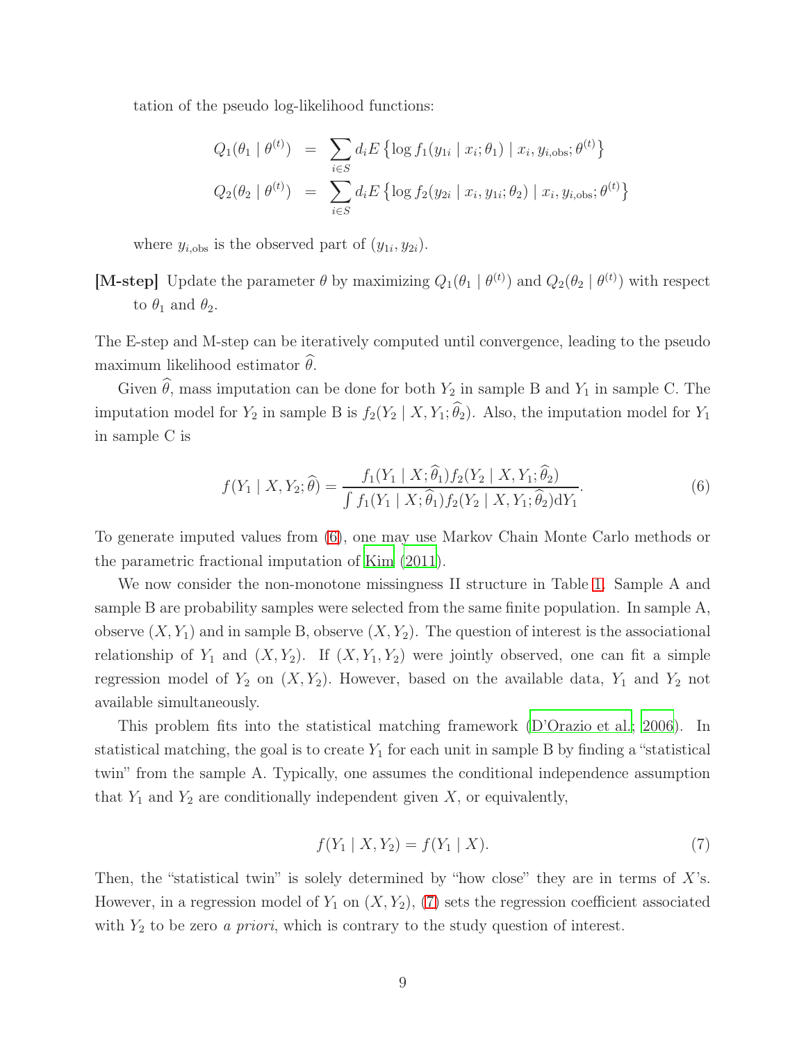tation of the pseudo log-likelihood functions:

$$
\begin{aligned}
Q_1(\theta_1 \mid \theta^{(t)}) &= \sum_{i \in S} d_i E \left\{ \log f_1(y_{1i} \mid x_i; \theta_1) \mid x_i, y_{i,\text{obs}}; \theta^{(t)} \right\} \\
Q_2(\theta_2 \mid \theta^{(t)}) &= \sum_{i \in S} d_i E \left\{ \log f_2(y_{2i} \mid x_i, y_{1i}; \theta_2) \mid x_i, y_{i,\text{obs}}; \theta^{(t)} \right\}
\end{aligned}
$$

where $y_{i,\text{obs}}$ is the observed part of $(y_{1i}, y_{2i})$.

**[M-step]** Update the parameter $\theta$ by maximizing $Q_1(\theta_1 \mid \theta^{(t)})$ and $Q_2(\theta_2 \mid \theta^{(t)})$ with respect to $\theta_1$ and $\theta_2$.

The E-step and M-step can be iteratively computed until convergence, leading to the pseudo maximum likelihood estimator $\widehat{\theta}$.

Given $\widehat{\theta}$, mass imputation can be done for both $Y_2$ in sample B and $Y_1$ in sample C. The imputation model for $Y_2$ in sample B is $f_2(Y_2 \mid X, Y_1; \widehat{\theta}_2)$. Also, the imputation model for $Y_1$ in sample C is

$$
f(Y_1 \mid X, Y_2; \widehat{\theta}) = \frac{f_1(Y_1 \mid X; \widehat{\theta}_1) f_2(Y_2 \mid X, Y_1; \widehat{\theta}_2)}{\int f_1(Y_1 \mid X; \widehat{\theta}_1) f_2(Y_2 \mid X, Y_1; \widehat{\theta}_2) \mathrm{d}Y_1}. \tag{6}
$$

To generate imputed values from (6), one may use Markov Chain Monte Carlo methods or the parametric fractional imputation of Kim (2011).

We now consider the non-monotone missingness II structure in Table 1. Sample A and sample B are probability samples were selected from the same finite population. In sample A, observe $(X, Y_1)$ and in sample B, observe $(X, Y_2)$. The question of interest is the associational relationship of $Y_1$ and $(X, Y_2)$. If $(X, Y_1, Y_2)$ were jointly observed, one can fit a simple regression model of $Y_2$ on $(X, Y_2)$. However, based on the available data, $Y_1$ and $Y_2$ not available simultaneously.

This problem fits into the statistical matching framework (D'Orazio et al.; 2006). In statistical matching, the goal is to create $Y_1$ for each unit in sample B by finding a "statistical twin" from the sample A. Typically, one assumes the conditional independence assumption that $Y_1$ and $Y_2$ are conditionally independent given $X$, or equivalently,

$$
f(Y_1 \mid X, Y_2) = f(Y_1 \mid X). \tag{7}
$$

Then, the "statistical twin" is solely determined by "how close" they are in terms of $X$'s. However, in a regression model of $Y_1$ on $(X, Y_2)$, (7) sets the regression coefficient associated with $Y_2$ to be zero *a priori*, which is contrary to the study question of interest.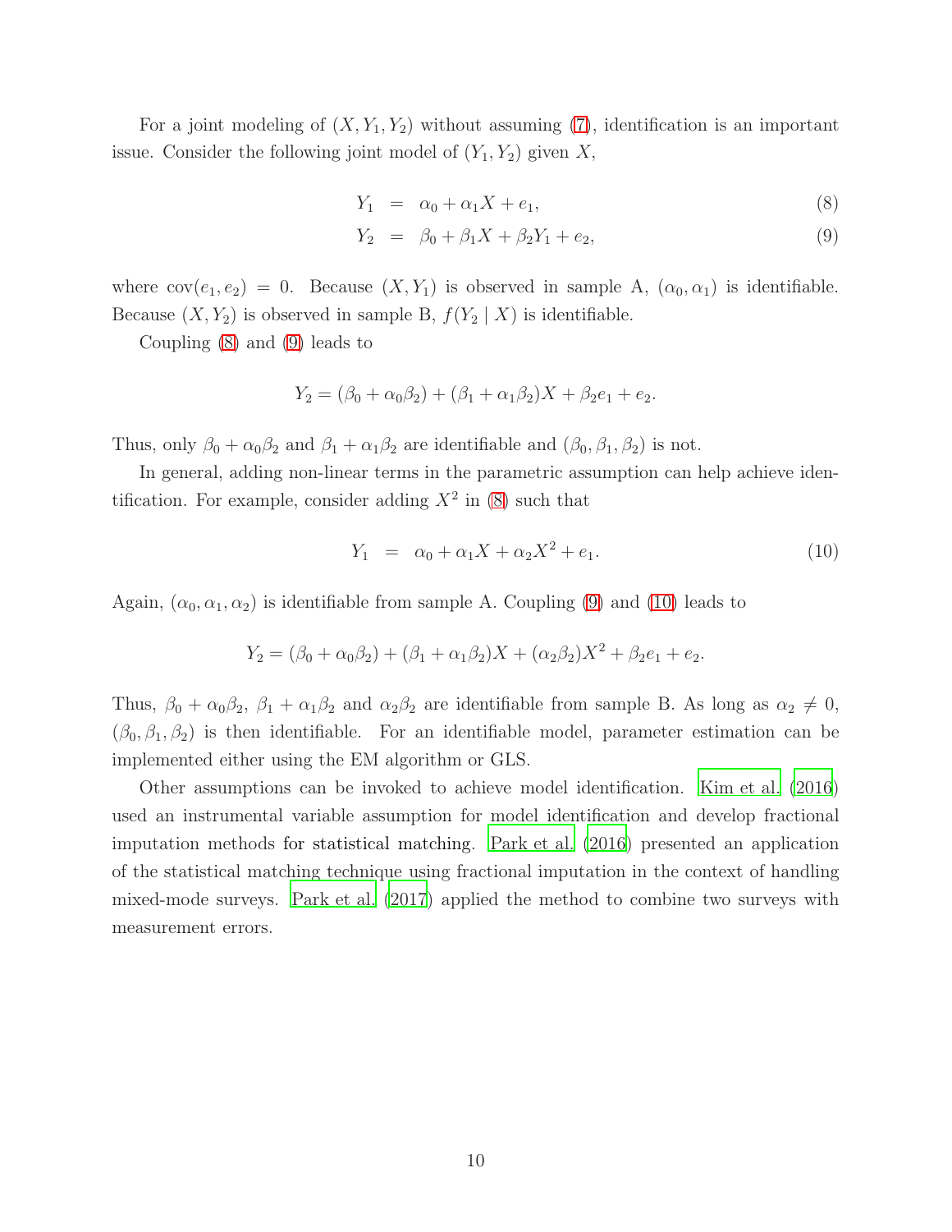For a joint modeling of $(X, Y_1, Y_2)$ without assuming (7), identification is an important issue. Consider the following joint model of $(Y_1, Y_2)$ given $X$,

$$
\begin{aligned}
Y_1 &= \alpha_0 + \alpha_1 X + e_1, &(8)\\
Y_2 &= \beta_0 + \beta_1 X + \beta_2 Y_1 + e_2, &(9)
\end{aligned}
$$

where $\text{cov}(e_1, e_2) = 0$. Because $(X, Y_1)$ is observed in sample A, $(\alpha_0, \alpha_1)$ is identifiable. Because $(X, Y_2)$ is observed in sample B, $f(Y_2 \mid X)$ is identifiable.

Coupling (8) and (9) leads to

$$
Y_2 = (\beta_0 + \alpha_0\beta_2) + (\beta_1 + \alpha_1\beta_2)X + \beta_2 e_1 + e_2.
$$

Thus, only $\beta_0 + \alpha_0\beta_2$ and $\beta_1 + \alpha_1\beta_2$ are identifiable and $(\beta_0, \beta_1, \beta_2)$ is not.

In general, adding non-linear terms in the parametric assumption can help achieve identification. For example, consider adding $X^2$ in (8) such that

$$
Y_1 = \alpha_0 + \alpha_1 X + \alpha_2 X^2 + e_1. \tag{10}
$$

Again, $(\alpha_0, \alpha_1, \alpha_2)$ is identifiable from sample A. Coupling (9) and (10) leads to

$$
Y_2 = (\beta_0 + \alpha_0\beta_2) + (\beta_1 + \alpha_1\beta_2)X + (\alpha_2\beta_2)X^2 + \beta_2 e_1 + e_2.
$$

Thus, $\beta_0 + \alpha_0\beta_2$, $\beta_1 + \alpha_1\beta_2$ and $\alpha_2\beta_2$ are identifiable from sample B. As long as $\alpha_2 \neq 0$, $(\beta_0, \beta_1, \beta_2)$ is then identifiable. For an identifiable model, parameter estimation can be implemented either using the EM algorithm or GLS.

Other assumptions can be invoked to achieve model identification. Kim et al. (2016) used an instrumental variable assumption for model identification and develop fractional imputation methods for statistical matching. Park et al. (2016) presented an application of the statistical matching technique using fractional imputation in the context of handling mixed-mode surveys. Park et al. (2017) applied the method to combine two surveys with measurement errors.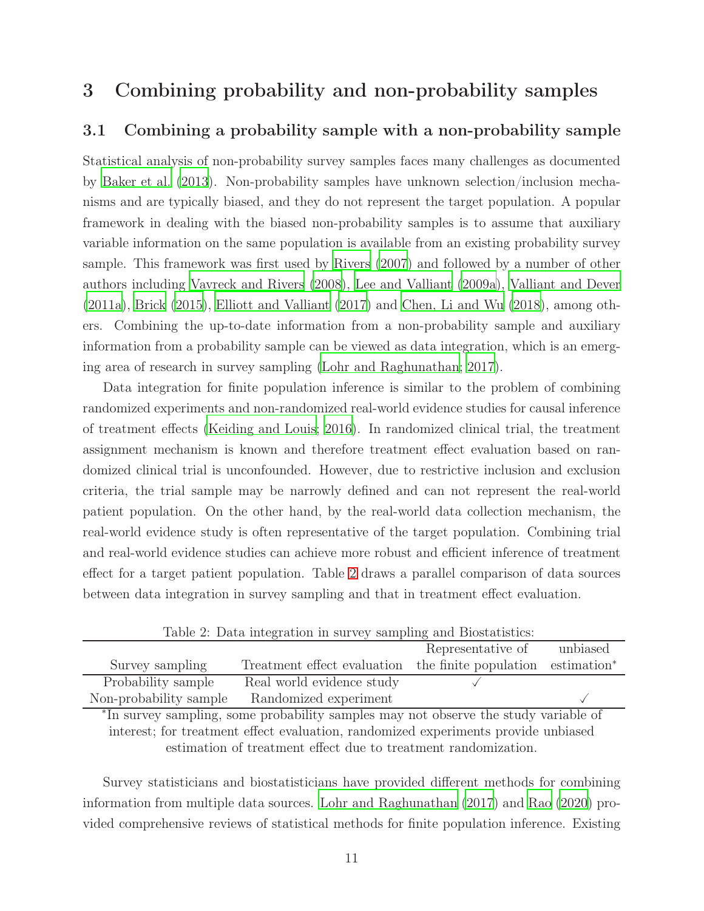# 3 Combining probability and non-probability samples

## 3.1 Combining a probability sample with a non-probability sample

Statistical analysis of non-probability survey samples faces many challenges as documented by Baker et al. (2013). Non-probability samples have unknown selection/inclusion mechanisms and are typically biased, and they do not represent the target population. A popular framework in dealing with the biased non-probability samples is to assume that auxiliary variable information on the same population is available from an existing probability survey sample. This framework was first used by Rivers (2007) and followed by a number of other authors including Vavreck and Rivers (2008), Lee and Valliant (2009a), Valliant and Dever (2011a), Brick (2015), Elliott and Valliant (2017) and Chen, Li and Wu (2018), among others. Combining the up-to-date information from a non-probability sample and auxiliary information from a probability sample can be viewed as data integration, which is an emerging area of research in survey sampling (Lohr and Raghunathan; 2017).

Data integration for finite population inference is similar to the problem of combining randomized experiments and non-randomized real-world evidence studies for causal inference of treatment effects (Keiding and Louis; 2016). In randomized clinical trial, the treatment assignment mechanism is known and therefore treatment effect evaluation based on randomized clinical trial is unconfounded. However, due to restrictive inclusion and exclusion criteria, the trial sample may be narrowly defined and can not represent the real-world patient population. On the other hand, by the real-world data collection mechanism, the real-world evidence study is often representative of the target population. Combining trial and real-world evidence studies can achieve more robust and efficient inference of treatment effect for a target patient population. Table 2 draws a parallel comparison of data sources between data integration in survey sampling and that in treatment effect evaluation.

Table 2: Data integration in survey sampling and Biostatistics:

| Survey sampling | Treatment effect evaluation | Representative of the finite population | unbiased estimation* |
|---|---|---|---|
| Probability sample | Real world evidence study | ✓ | |
| Non-probability sample | Randomized experiment | | ✓ |

*In survey sampling, some probability samples may not observe the study variable of interest; for treatment effect evaluation, randomized experiments provide unbiased estimation of treatment effect due to treatment randomization.

Survey statisticians and biostatisticians have provided different methods for combining information from multiple data sources. Lohr and Raghunathan (2017) and Rao (2020) provided comprehensive reviews of statistical methods for finite population inference. Existing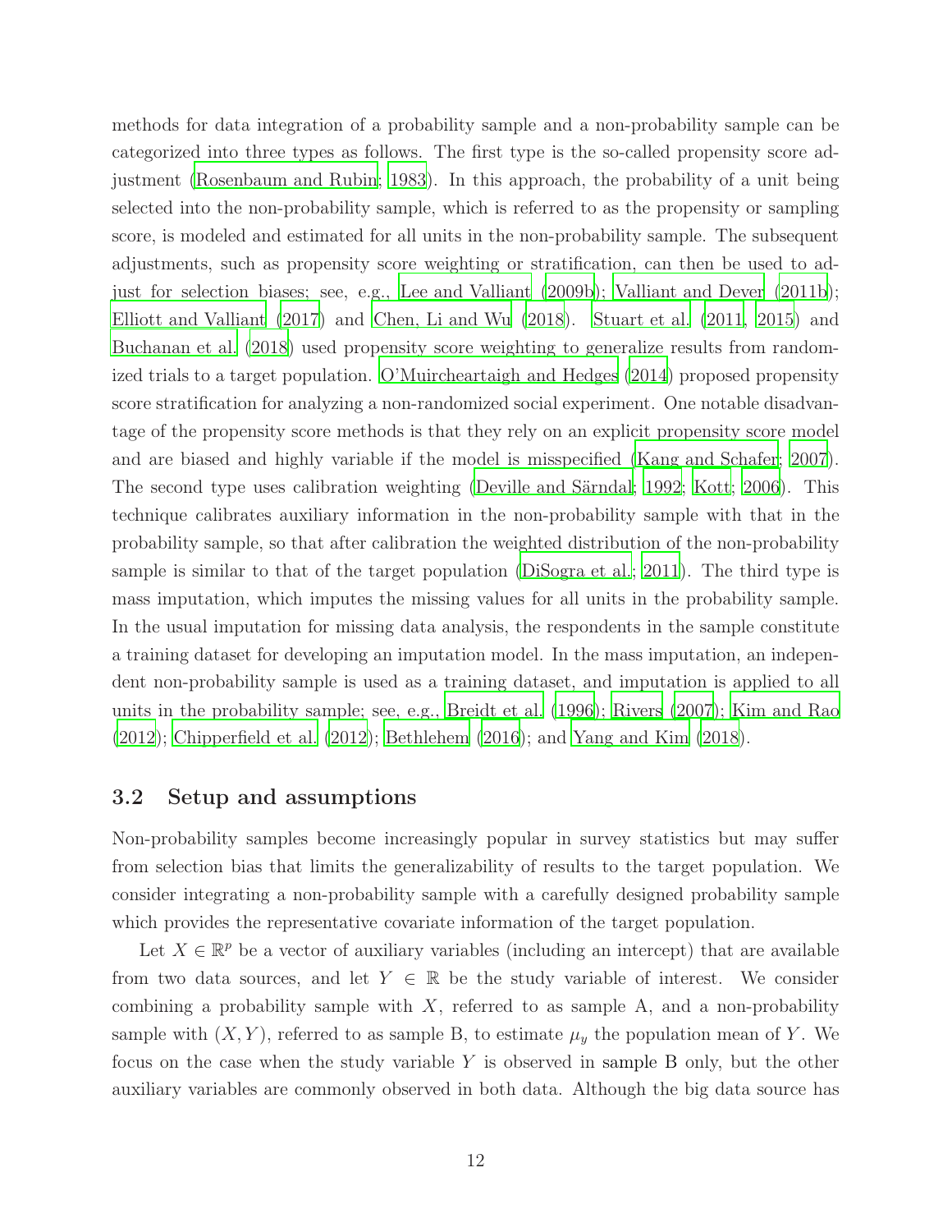methods for data integration of a probability sample and a non-probability sample can be categorized into three types as follows. The first type is the so-called propensity score adjustment (Rosenbaum and Rubin, 1983). In this approach, the probability of a unit being selected into the non-probability sample, which is referred to as the propensity or sampling score, is modeled and estimated for all units in the non-probability sample. The subsequent adjustments, such as propensity score weighting or stratification, can then be used to adjust for selection biases; see, e.g., Lee and Valliant (2009b); Valliant and Dever (2011b); Elliott and Valliant (2017) and Chen, Li and Wu (2018). Stuart et al. (2011, 2015) and Buchanan et al. (2018) used propensity score weighting to generalize results from randomized trials to a target population. O'Muircheartaigh and Hedges (2014) proposed propensity score stratification for analyzing a non-randomized social experiment. One notable disadvantage of the propensity score methods is that they rely on an explicit propensity score model and are biased and highly variable if the model is misspecified (Kang and Schafer, 2007). The second type uses calibration weighting (Deville and Särndal, 1992; Kott, 2006). This technique calibrates auxiliary information in the non-probability sample with that in the probability sample, so that after calibration the weighted distribution of the non-probability sample is similar to that of the target population (DiSogra et al., 2011). The third type is mass imputation, which imputes the missing values for all units in the probability sample. In the usual imputation for missing data analysis, the respondents in the sample constitute a training dataset for developing an imputation model. In the mass imputation, an independent non-probability sample is used as a training dataset, and imputation is applied to all units in the probability sample; see, e.g., Breidt et al. (1996); Rivers (2007); Kim and Rao (2012); Chipperfield et al. (2012); Bethlehem (2016); and Yang and Kim (2018).

### 3.2 Setup and assumptions

Non-probability samples become increasingly popular in survey statistics but may suffer from selection bias that limits the generalizability of results to the target population. We consider integrating a non-probability sample with a carefully designed probability sample which provides the representative covariate information of the target population.

Let $X \in \mathbb{R}^p$ be a vector of auxiliary variables (including an intercept) that are available from two data sources, and let $Y \in \mathbb{R}$ be the study variable of interest. We consider combining a probability sample with $X$, referred to as sample A, and a non-probability sample with $(X, Y)$, referred to as sample B, to estimate $\mu_y$ the population mean of $Y$. We focus on the case when the study variable $Y$ is observed in sample B only, but the other auxiliary variables are commonly observed in both data. Although the big data source has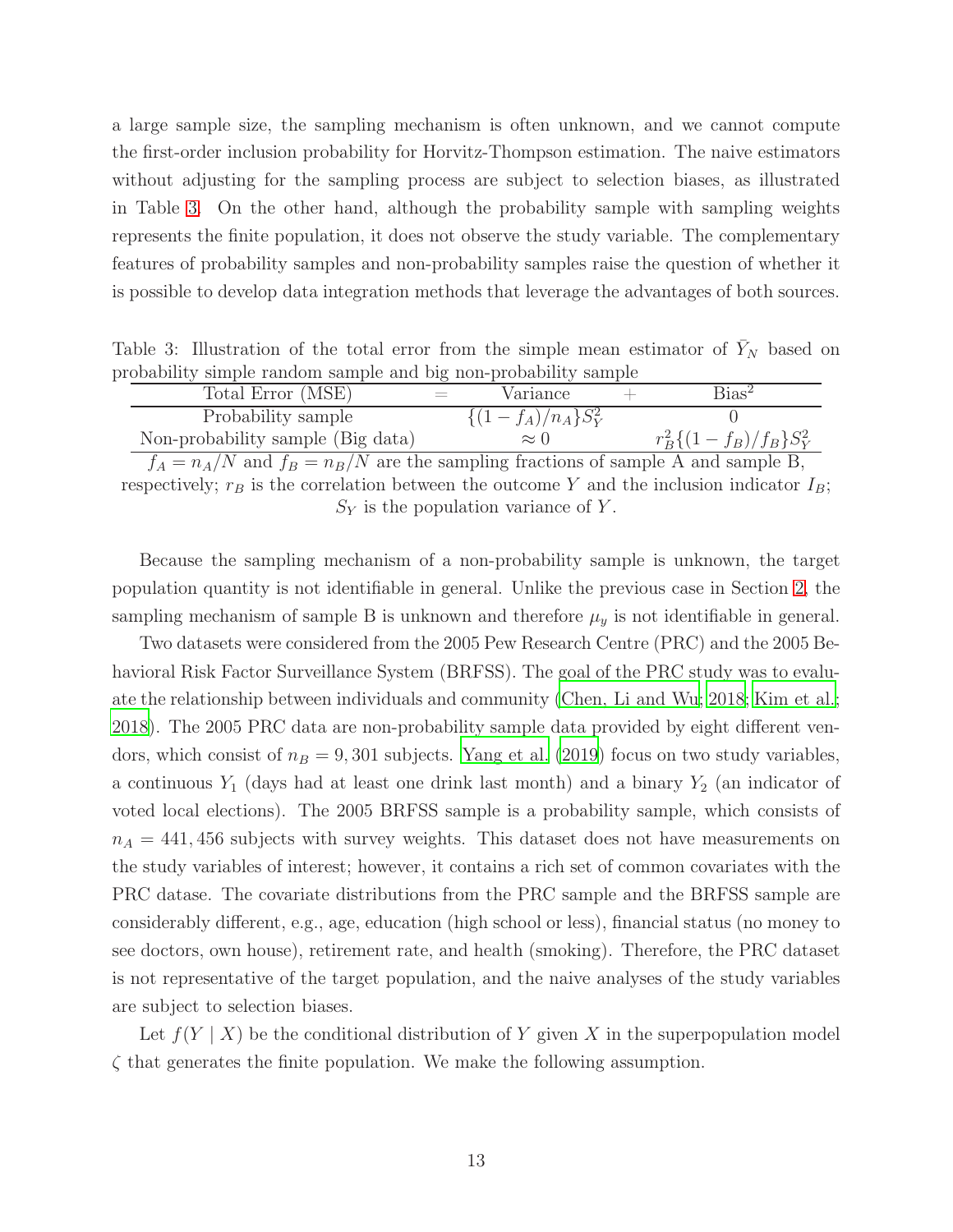a large sample size, the sampling mechanism is often unknown, and we cannot compute the first-order inclusion probability for Horvitz-Thompson estimation. The naive estimators without adjusting for the sampling process are subject to selection biases, as illustrated in Table 3. On the other hand, although the probability sample with sampling weights represents the finite population, it does not observe the study variable. The complementary features of probability samples and non-probability samples raise the question of whether it is possible to develop data integration methods that leverage the advantages of both sources.

Table 3: Illustration of the total error from the simple mean estimator of $\bar{Y}_N$ based on probability simple random sample and big non-probability sample

| Total Error (MSE) | = | Variance | + | Bias$^2$ |
|---|---|---|---|---|
| Probability sample | | $\{(1-f_A)/n_A\}S_Y^2$ | | 0 |
| Non-probability sample (Big data) | | $\approx 0$ | | $r_B^2\{(1-f_B)/f_B\}S_Y^2$ |

$f_A = n_A/N$ and $f_B = n_B/N$ are the sampling fractions of sample A and sample B, respectively; $r_B$ is the correlation between the outcome $Y$ and the inclusion indicator $I_B$; $S_Y$ is the population variance of $Y$.

Because the sampling mechanism of a non-probability sample is unknown, the target population quantity is not identifiable in general. Unlike the previous case in Section 2, the sampling mechanism of sample B is unknown and therefore $\mu_y$ is not identifiable in general.

Two datasets were considered from the 2005 Pew Research Centre (PRC) and the 2005 Behavioral Risk Factor Surveillance System (BRFSS). The goal of the PRC study was to evaluate the relationship between individuals and community (Chen, Li and Wu; 2018; Kim et al.; 2018). The 2005 PRC data are non-probability sample data provided by eight different vendors, which consist of $n_B = 9,301$ subjects. Yang et al. (2019) focus on two study variables, a continuous $Y_1$ (days had at least one drink last month) and a binary $Y_2$ (an indicator of voted local elections). The 2005 BRFSS sample is a probability sample, which consists of $n_A = 441,456$ subjects with survey weights. This dataset does not have measurements on the study variables of interest; however, it contains a rich set of common covariates with the PRC datase. The covariate distributions from the PRC sample and the BRFSS sample are considerably different, e.g., age, education (high school or less), financial status (no money to see doctors, own house), retirement rate, and health (smoking). Therefore, the PRC dataset is not representative of the target population, and the naive analyses of the study variables are subject to selection biases.

Let $f(Y \mid X)$ be the conditional distribution of $Y$ given $X$ in the superpopulation model $\zeta$ that generates the finite population. We make the following assumption.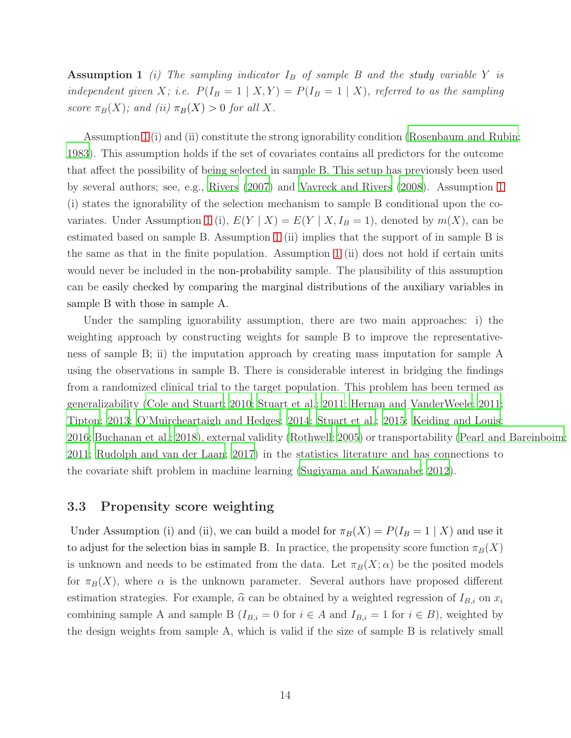**Assumption 1** *(i) The sampling indicator $I_B$ of sample B and the study variable $Y$ is independent given $X$; i.e. $P(I_B = 1 \mid X, Y) = P(I_B = 1 \mid X)$, referred to as the sampling score $\pi_B(X)$; and (ii) $\pi_B(X) > 0$ for all $X$.*

Assumption 1 (i) and (ii) constitute the strong ignorability condition (Rosenbaum and Rubin; 1983). This assumption holds if the set of covariates contains all predictors for the outcome that affect the possibility of being selected in sample B. This setup has previously been used by several authors; see, e.g., Rivers (2007) and Vavreck and Rivers (2008). Assumption 1 (i) states the ignorability of the selection mechanism to sample B conditional upon the covariates. Under Assumption 1 (i), $E(Y \mid X) = E(Y \mid X, I_B = 1)$, denoted by $m(X)$, can be estimated based on sample B. Assumption 1 (ii) implies that the support of in sample B is the same as that in the finite population. Assumption 1 (ii) does not hold if certain units would never be included in the non-probability sample. The plausibility of this assumption can be easily checked by comparing the marginal distributions of the auxiliary variables in sample B with those in sample A.

Under the sampling ignorability assumption, there are two main approaches: i) the weighting approach by constructing weights for sample B to improve the representativeness of sample B; ii) the imputation approach by creating mass imputation for sample A using the observations in sample B. There is considerable interest in bridging the findings from a randomized clinical trial to the target population. This problem has been termed as generalizability (Cole and Stuart; 2010; Stuart et al.; 2011; Hernan and VanderWeele; 2011; Tipton; 2013; O'Muircheartaigh and Hedges; 2014; Stuart et al.; 2015; Keiding and Louis; 2016; Buchanan et al.; 2018), external validity (Rothwell; 2005) or transportability (Pearl and Bareinboim; 2011; Rudolph and van der Laan; 2017) in the statistics literature and has connections to the covariate shift problem in machine learning (Sugiyama and Kawanabe; 2012).

### 3.3 Propensity score weighting

Under Assumption (i) and (ii), we can build a model for $\pi_B(X) = P(I_B = 1 \mid X)$ and use it to adjust for the selection bias in sample B. In practice, the propensity score function $\pi_B(X)$ is unknown and needs to be estimated from the data. Let $\pi_B(X; \alpha)$ be the posited models for $\pi_B(X)$, where $\alpha$ is the unknown parameter. Several authors have proposed different estimation strategies. For example, $\widehat{\alpha}$ can be obtained by a weighted regression of $I_{B,i}$ on $x_i$ combining sample A and sample B ($I_{B,i} = 0$ for $i \in A$ and $I_{B,i} = 1$ for $i \in B$), weighted by the design weights from sample A, which is valid if the size of sample B is relatively small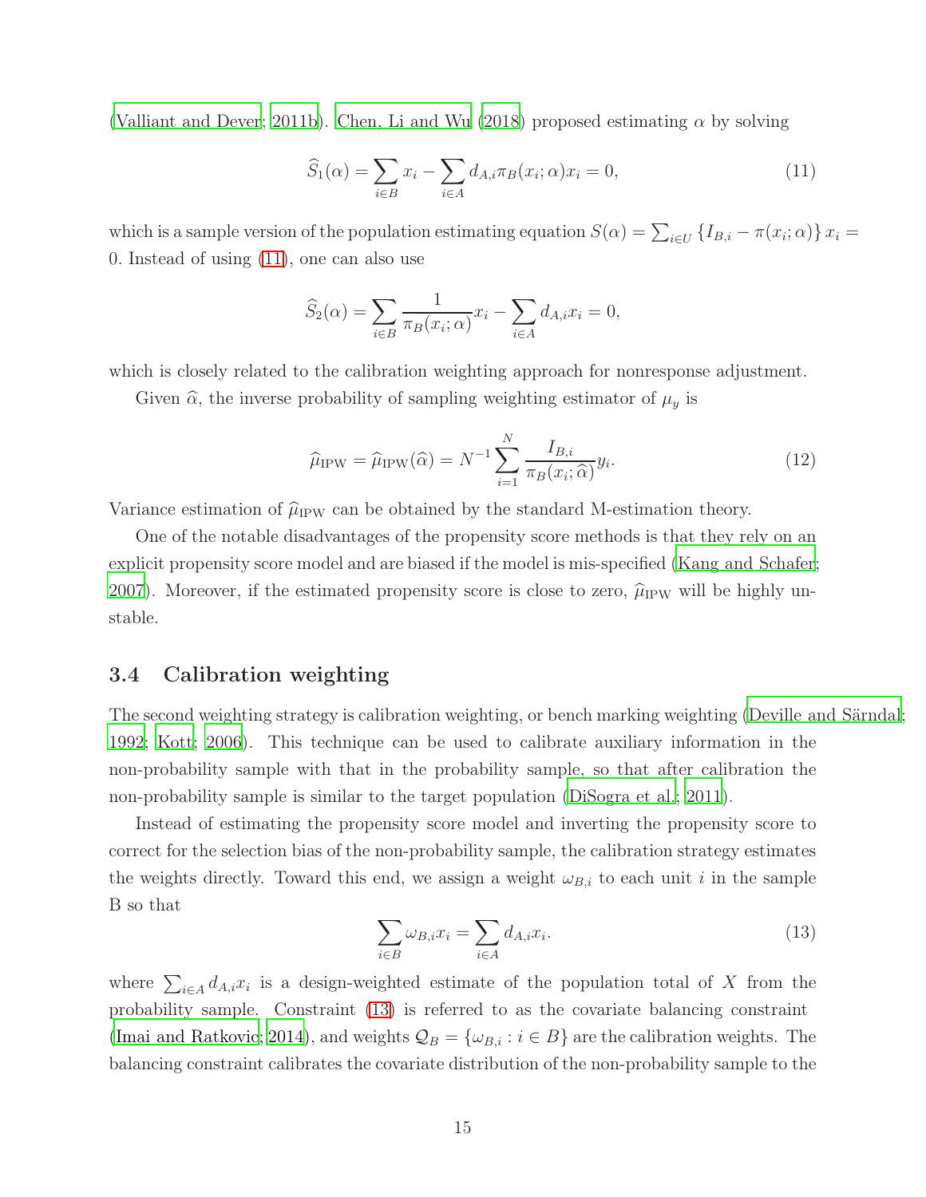(Valliant and Dever; 2011b). Chen, Li and Wu (2018) proposed estimating $\alpha$ by solving

$$
\widehat{S}_1(\alpha) = \sum_{i \in B} x_i - \sum_{i \in A} d_{A,i} \pi_B(x_i; \alpha) x_i = 0, \tag{11}
$$

which is a sample version of the population estimating equation $S(\alpha) = \sum_{i \in U} \{I_{B,i} - \pi(x_i; \alpha)\} x_i = 0$. Instead of using (11), one can also use

$$
\widehat{S}_2(\alpha) = \sum_{i \in B} \frac{1}{\pi_B(x_i; \alpha)} x_i - \sum_{i \in A} d_{A,i} x_i = 0,
$$

which is closely related to the calibration weighting approach for nonresponse adjustment.

Given $\widehat{\alpha}$, the inverse probability of sampling weighting estimator of $\mu_y$ is

$$
\widehat{\mu}_{\mathrm{IPW}} = \widehat{\mu}_{\mathrm{IPW}}(\widehat{\alpha}) = N^{-1} \sum_{i=1}^{N} \frac{I_{B,i}}{\pi_B(x_i; \widehat{\alpha})} y_i. \tag{12}
$$

Variance estimation of $\widehat{\mu}_{\mathrm{IPW}}$ can be obtained by the standard M-estimation theory.

One of the notable disadvantages of the propensity score methods is that they rely on an explicit propensity score model and are biased if the model is mis-specified (Kang and Schafer; 2007). Moreover, if the estimated propensity score is close to zero, $\widehat{\mu}_{\mathrm{IPW}}$ will be highly unstable.

### 3.4 Calibration weighting

The second weighting strategy is calibration weighting, or bench marking weighting (Deville and Särndal; 1992; Kott; 2006). This technique can be used to calibrate auxiliary information in the non-probability sample with that in the probability sample, so that after calibration the non-probability sample is similar to the target population (DiSogra et al.; 2011).

Instead of estimating the propensity score model and inverting the propensity score to correct for the selection bias of the non-probability sample, the calibration strategy estimates the weights directly. Toward this end, we assign a weight $\omega_{B,i}$ to each unit $i$ in the sample B so that

$$
\sum_{i \in B} \omega_{B,i} x_i = \sum_{i \in A} d_{A,i} x_i. \tag{13}
$$

where $\sum_{i \in A} d_{A,i} x_i$ is a design-weighted estimate of the population total of $X$ from the probability sample. Constraint (13) is referred to as the covariate balancing constraint (Imai and Ratkovic; 2014), and weights $\mathcal{Q}_B = \{\omega_{B,i} : i \in B\}$ are the calibration weights. The balancing constraint calibrates the covariate distribution of the non-probability sample to the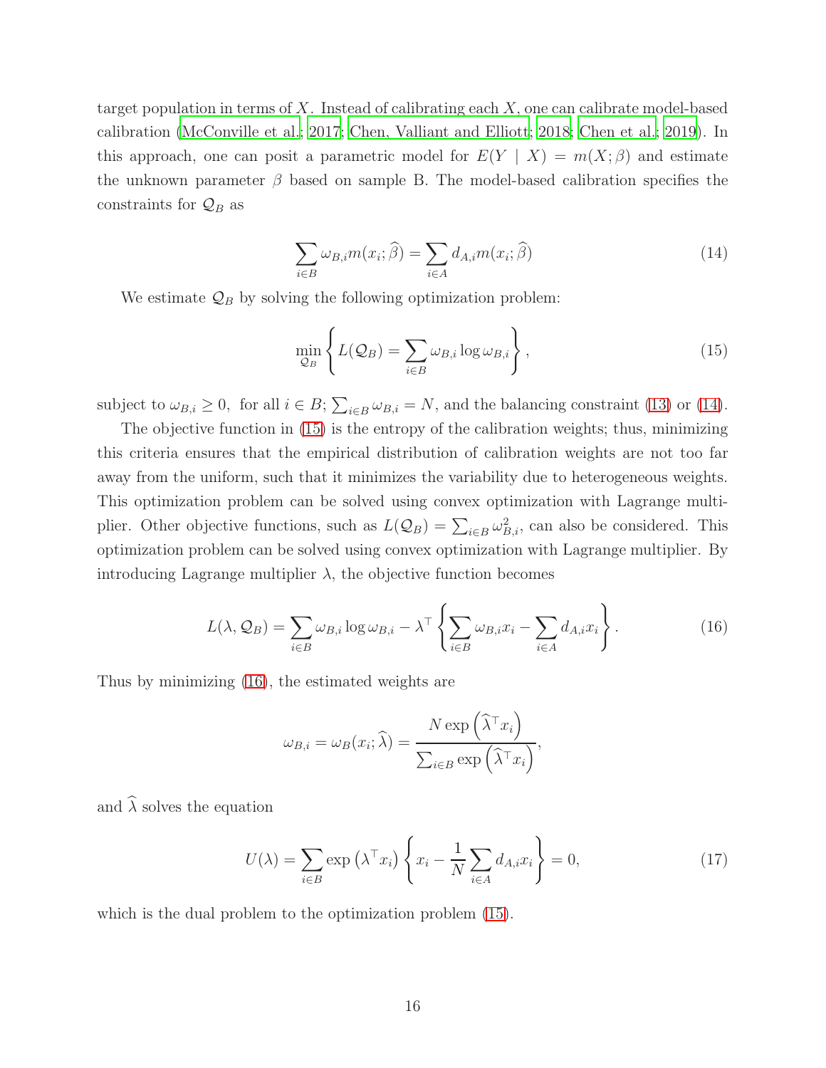target population in terms of $X$. Instead of calibrating each $X$, one can calibrate model-based calibration (McConville et al.; 2017; Chen, Valliant and Elliott; 2018; Chen et al.; 2019). In this approach, one can posit a parametric model for $E(Y \mid X) = m(X; \beta)$ and estimate the unknown parameter $\beta$ based on sample B. The model-based calibration specifies the constraints for $\mathcal{Q}_B$ as

$$\sum_{i \in B} \omega_{B,i} m(x_i; \widehat{\beta}) = \sum_{i \in A} d_{A,i} m(x_i; \widehat{\beta}) \tag{14}$$

We estimate $\mathcal{Q}_B$ by solving the following optimization problem:

$$\min_{\mathcal{Q}_B} \left\{ L(\mathcal{Q}_B) = \sum_{i \in B} \omega_{B,i} \log \omega_{B,i} \right\}, \tag{15}$$

subject to $\omega_{B,i} \geq 0,$ for all $i \in B$; $\sum_{i \in B} \omega_{B,i} = N$, and the balancing constraint (13) or (14).

The objective function in (15) is the entropy of the calibration weights; thus, minimizing this criteria ensures that the empirical distribution of calibration weights are not too far away from the uniform, such that it minimizes the variability due to heterogeneous weights. This optimization problem can be solved using convex optimization with Lagrange multiplier. Other objective functions, such as $L(\mathcal{Q}_B) = \sum_{i \in B} \omega_{B,i}^2$, can also be considered. This optimization problem can be solved using convex optimization with Lagrange multiplier. By introducing Lagrange multiplier $\lambda$, the objective function becomes

$$L(\lambda, \mathcal{Q}_B) = \sum_{i \in B} \omega_{B,i} \log \omega_{B,i} - \lambda^\top \left\{ \sum_{i \in B} \omega_{B,i} x_i - \sum_{i \in A} d_{A,i} x_i \right\}. \tag{16}$$

Thus by minimizing (16), the estimated weights are

$$\omega_{B,i} = \omega_B(x_i; \widehat{\lambda}) = \frac{N \exp\left(\widehat{\lambda}^\top x_i\right)}{\sum_{i \in B} \exp\left(\widehat{\lambda}^\top x_i\right)},$$

and $\widehat{\lambda}$ solves the equation

$$U(\lambda) = \sum_{i \in B} \exp\left(\lambda^\top x_i\right) \left\{ x_i - \frac{1}{N} \sum_{i \in A} d_{A,i} x_i \right\} = 0, \tag{17}$$

which is the dual problem to the optimization problem (15).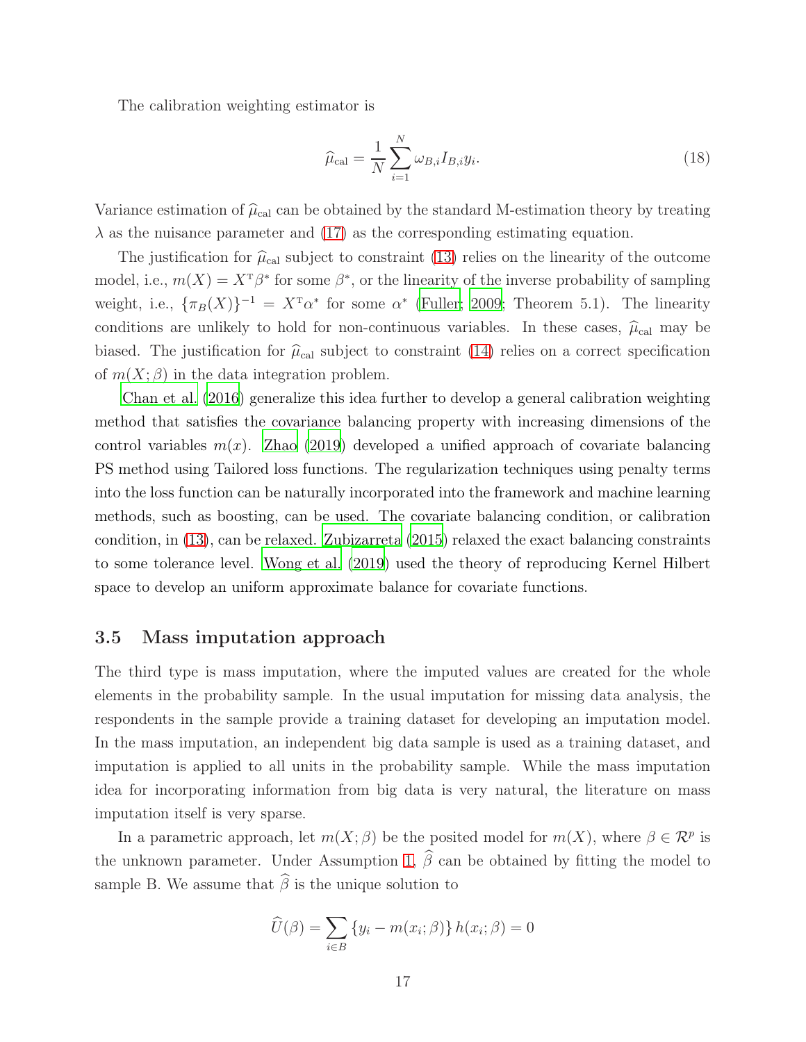The calibration weighting estimator is

$$\widehat{\mu}_{\text{cal}} = \frac{1}{N} \sum_{i=1}^{N} \omega_{B,i} I_{B,i} y_i. \tag{18}$$

Variance estimation of $\widehat{\mu}_{\text{cal}}$ can be obtained by the standard M-estimation theory by treating $\lambda$ as the nuisance parameter and (17) as the corresponding estimating equation.

The justification for $\widehat{\mu}_{\text{cal}}$ subject to constraint (13) relies on the linearity of the outcome model, i.e., $m(X) = X^{\mathrm{T}}\beta^*$ for some $\beta^*$, or the linearity of the inverse probability of sampling weight, i.e., $\{\pi_B(X)\}^{-1} = X^{\mathrm{T}}\alpha^*$ for some $\alpha^*$ (Fuller; 2009; Theorem 5.1). The linearity conditions are unlikely to hold for non-continuous variables. In these cases, $\widehat{\mu}_{\text{cal}}$ may be biased. The justification for $\widehat{\mu}_{\text{cal}}$ subject to constraint (14) relies on a correct specification of $m(X;\beta)$ in the data integration problem.

Chan et al. (2016) generalize this idea further to develop a general calibration weighting method that satisfies the covariance balancing property with increasing dimensions of the control variables $m(x)$. Zhao (2019) developed a unified approach of covariate balancing PS method using Tailored loss functions. The regularization techniques using penalty terms into the loss function can be naturally incorporated into the framework and machine learning methods, such as boosting, can be used. The covariate balancing condition, or calibration condition, in (13), can be relaxed. Zubizarreta (2015) relaxed the exact balancing constraints to some tolerance level. Wong et al. (2019) used the theory of reproducing Kernel Hilbert space to develop an uniform approximate balance for covariate functions.

### 3.5 Mass imputation approach

The third type is mass imputation, where the imputed values are created for the whole elements in the probability sample. In the usual imputation for missing data analysis, the respondents in the sample provide a training dataset for developing an imputation model. In the mass imputation, an independent big data sample is used as a training dataset, and imputation is applied to all units in the probability sample. While the mass imputation idea for incorporating information from big data is very natural, the literature on mass imputation itself is very sparse.

In a parametric approach, let $m(X;\beta)$ be the posited model for $m(X)$, where $\beta \in \mathcal{R}^p$ is the unknown parameter. Under Assumption 1, $\widehat{\beta}$ can be obtained by fitting the model to sample B. We assume that $\widehat{\beta}$ is the unique solution to

$$\widehat{U}(\beta) = \sum_{i \in B} \{y_i - m(x_i;\beta)\} h(x_i;\beta) = 0$$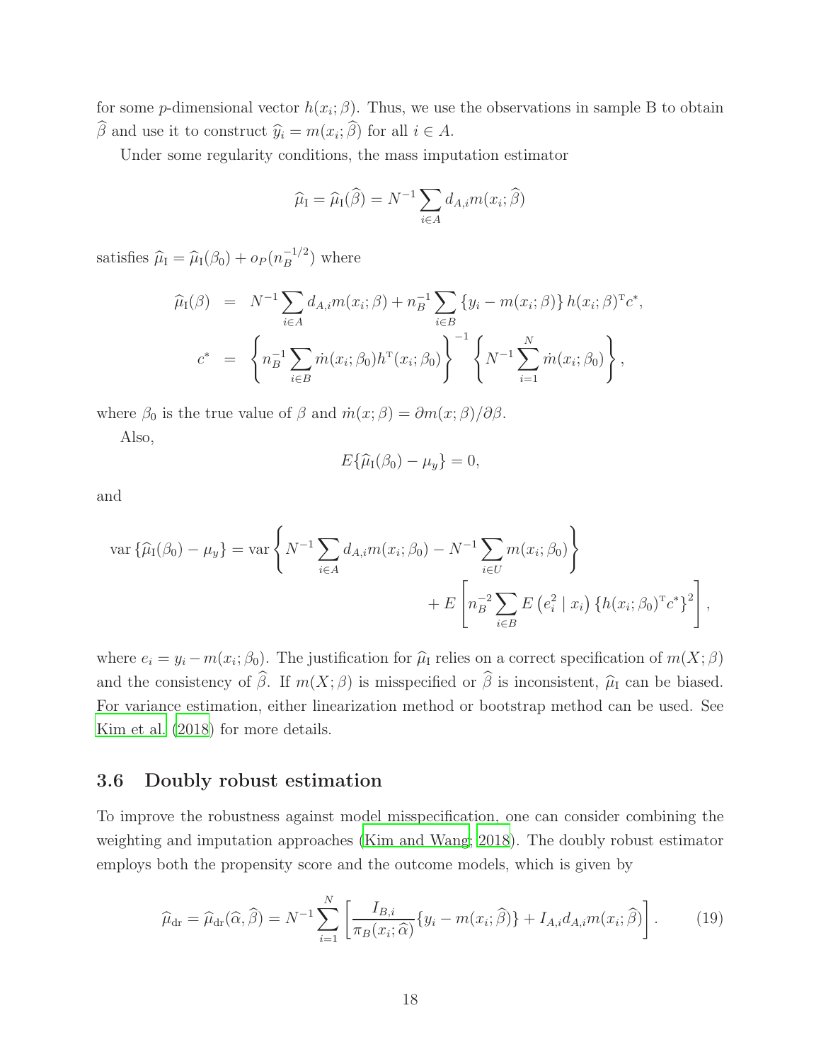for some $p$-dimensional vector $h(x_i;\beta)$. Thus, we use the observations in sample B to obtain $\widehat{\beta}$ and use it to construct $\widehat{y}_i = m(x_i;\widehat{\beta})$ for all $i \in A$.

Under some regularity conditions, the mass imputation estimator

$$\widehat{\mu}_{\mathrm{I}} = \widehat{\mu}_{\mathrm{I}}(\widehat{\beta}) = N^{-1}\sum_{i\in A} d_{A,i} m(x_i;\widehat{\beta})$$

satisfies $\widehat{\mu}_{\mathrm{I}} = \widehat{\mu}_{\mathrm{I}}(\beta_0) + o_P(n_B^{-1/2})$ where

$$\begin{aligned}
\widehat{\mu}_{\mathrm{I}}(\beta) &= N^{-1}\sum_{i\in A} d_{A,i} m(x_i;\beta) + n_B^{-1}\sum_{i\in B}\{y_i - m(x_i;\beta)\}\, h(x_i;\beta)^{\mathrm{T}} c^*, \\
c^* &= \left\{ n_B^{-1}\sum_{i\in B} \dot{m}(x_i;\beta_0) h^{\mathrm{T}}(x_i;\beta_0) \right\}^{-1} \left\{ N^{-1}\sum_{i=1}^{N} \dot{m}(x_i;\beta_0) \right\},
\end{aligned}$$

where $\beta_0$ is the true value of $\beta$ and $\dot{m}(x;\beta) = \partial m(x;\beta)/\partial\beta$.

Also,

$$E\{\widehat{\mu}_{\mathrm{I}}(\beta_0) - \mu_y\} = 0,$$

and

$$\begin{aligned}
\mathrm{var}\{\widehat{\mu}_{\mathrm{I}}(\beta_0) - \mu_y\} = \mathrm{var}\left\{ N^{-1}\sum_{i\in A} d_{A,i} m(x_i;\beta_0) - N^{-1}\sum_{i\in U} m(x_i;\beta_0) \right\} \\
+ E\left[ n_B^{-2}\sum_{i\in B} E\left(e_i^2 \mid x_i\right) \{h(x_i;\beta_0)^{\mathrm{T}} c^*\}^2 \right],
\end{aligned}$$

where $e_i = y_i - m(x_i;\beta_0)$. The justification for $\widehat{\mu}_{\mathrm{I}}$ relies on a correct specification of $m(X;\beta)$ and the consistency of $\widehat{\beta}$. If $m(X;\beta)$ is misspecified or $\widehat{\beta}$ is inconsistent, $\widehat{\mu}_{\mathrm{I}}$ can be biased. For variance estimation, either linearization method or bootstrap method can be used. See Kim et al. (2018) for more details.

### 3.6 Doubly robust estimation

To improve the robustness against model misspecification, one can consider combining the weighting and imputation approaches (Kim and Wang, 2018). The doubly robust estimator employs both the propensity score and the outcome models, which is given by

$$\widehat{\mu}_{\mathrm{dr}} = \widehat{\mu}_{\mathrm{dr}}(\widehat{\alpha},\widehat{\beta}) = N^{-1}\sum_{i=1}^{N}\left[ \frac{I_{B,i}}{\pi_B(x_i;\widehat{\alpha})}\{y_i - m(x_i;\widehat{\beta})\} + I_{A,i} d_{A,i} m(x_i;\widehat{\beta}) \right]. \tag{19}$$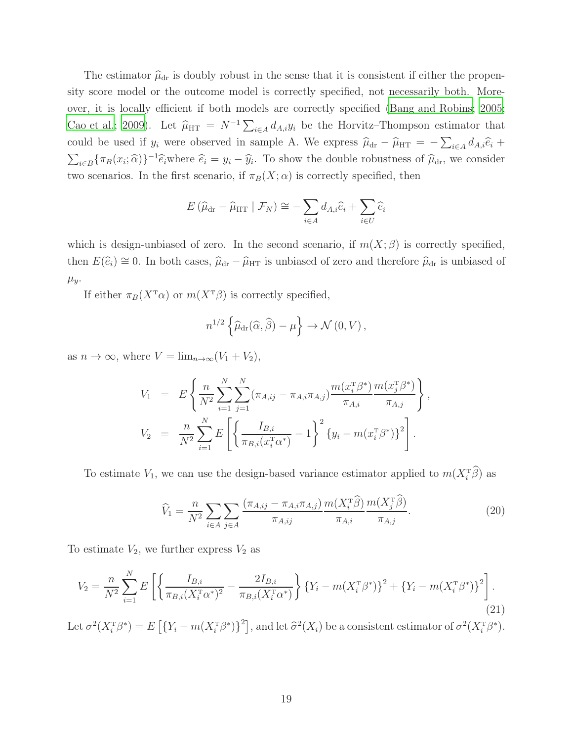The estimator $\widehat{\mu}_{\rm dr}$ is doubly robust in the sense that it is consistent if either the propensity score model or the outcome model is correctly specified, not necessarily both. Moreover, it is locally efficient if both models are correctly specified (Bang and Robins; 2005; Cao et al.; 2009). Let $\widehat{\mu}_{\rm HT} = N^{-1}\sum_{i\in A} d_{A,i}y_i$ be the Horvitz–Thompson estimator that could be used if $y_i$ were observed in sample A. We express $\widehat{\mu}_{\rm dr} - \widehat{\mu}_{\rm HT} = -\sum_{i\in A} d_{A,i}\widehat{e}_i + \sum_{i\in B}\{\pi_B(x_i;\widehat{\alpha})\}^{-1}\widehat{e}_i$where $\widehat{e}_i = y_i - \widehat{y}_i$. To show the double robustness of $\widehat{\mu}_{\rm dr}$, we consider two scenarios. In the first scenario, if $\pi_B(X;\alpha)$ is correctly specified, then

$$E\left(\widehat{\mu}_{\rm dr} - \widehat{\mu}_{\rm HT} \mid \mathcal{F}_N\right) \cong -\sum_{i\in A} d_{A,i}\widehat{e}_i + \sum_{i\in U}\widehat{e}_i$$

which is design-unbiased of zero. In the second scenario, if $m(X;\beta)$ is correctly specified, then $E(\widehat{e}_i) \cong 0$. In both cases, $\widehat{\mu}_{\rm dr} - \widehat{\mu}_{\rm HT}$ is unbiased of zero and therefore $\widehat{\mu}_{\rm dr}$ is unbiased of $\mu_y$.

If either $\pi_B(X^{\rm T}\alpha)$ or $m(X^{\rm T}\beta)$ is correctly specified,

$$n^{1/2}\left\{\widehat{\mu}_{\rm dr}(\widehat{\alpha},\widehat{\beta}) - \mu\right\} \to \mathcal{N}\left(0, V\right),$$

as $n \to \infty$, where $V = \lim_{n\to\infty}(V_1 + V_2)$,

$$\begin{aligned}
V_1 &= E\left\{\frac{n}{N^2}\sum_{i=1}^{N}\sum_{j=1}^{N}(\pi_{A,ij} - \pi_{A,i}\pi_{A,j})\frac{m(x_i^{\rm T}\beta^*)}{\pi_{A,i}}\frac{m(x_j^{\rm T}\beta^*)}{\pi_{A,j}}\right\},\\
V_2 &= \frac{n}{N^2}\sum_{i=1}^{N} E\left[\left\{\frac{I_{B,i}}{\pi_{B,i}(x_i^{\rm T}\alpha^*)} - 1\right\}^2\{y_i - m(x_i^{\rm T}\beta^*)\}^2\right].
\end{aligned}$$

To estimate $V_1$, we can use the design-based variance estimator applied to $m(X_i^{\rm T}\widehat{\beta})$ as

$$\widehat{V}_1 = \frac{n}{N^2}\sum_{i\in A}\sum_{j\in A}\frac{(\pi_{A,ij} - \pi_{A,i}\pi_{A,j})}{\pi_{A,ij}}\frac{m(X_i^{\rm T}\widehat{\beta})}{\pi_{A,i}}\frac{m(X_j^{\rm T}\widehat{\beta})}{\pi_{A,j}}. \tag{20}$$

To estimate $V_2$, we further express $V_2$ as

$$V_2 = \frac{n}{N^2}\sum_{i=1}^{N} E\left[\left\{\frac{I_{B,i}}{\pi_{B,i}(X_i^{\rm T}\alpha^*)^2} - \frac{2I_{B,i}}{\pi_{B,i}(X_i^{\rm T}\alpha^*)}\right\}\{Y_i - m(X_i^{\rm T}\beta^*)\}^2 + \{Y_i - m(X_i^{\rm T}\beta^*)\}^2\right]. \tag{21}$$

Let $\sigma^2(X_i^{\rm T}\beta^*) = E\left[\{Y_i - m(X_i^{\rm T}\beta^*)\}^2\right]$, and let $\widehat{\sigma}^2(X_i)$ be a consistent estimator of $\sigma^2(X_i^{\rm T}\beta^*)$.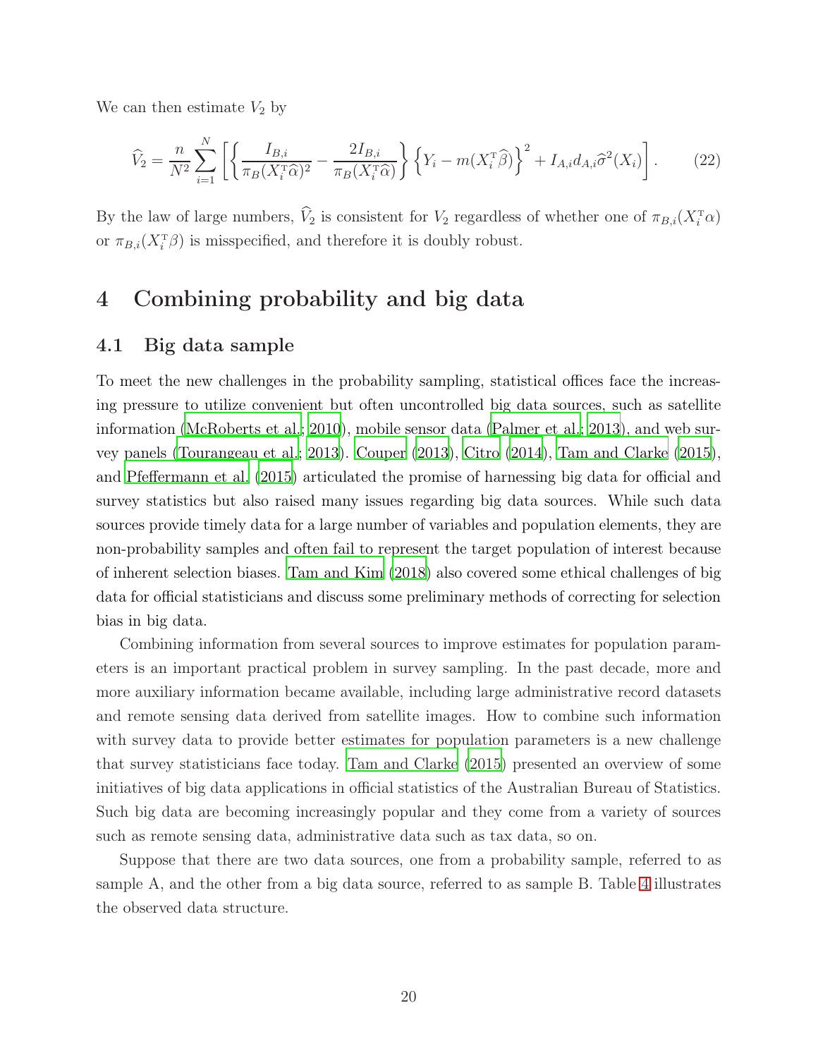We can then estimate $V_2$ by

$$\widehat{V}_2 = \frac{n}{N^2} \sum_{i=1}^{N} \left[ \left\{ \frac{I_{B,i}}{\pi_B(X_i^{\mathrm{T}}\widehat{\alpha})^2} - \frac{2I_{B,i}}{\pi_B(X_i^{\mathrm{T}}\widehat{\alpha})} \right\} \left\{ Y_i - m(X_i^{\mathrm{T}}\widehat{\beta}) \right\}^2 + I_{A,i} d_{A,i} \widehat{\sigma}^2(X_i) \right]. \tag{22}$$

By the law of large numbers, $\widehat{V}_2$ is consistent for $V_2$ regardless of whether one of $\pi_{B,i}(X_i^{\mathrm{T}}\alpha)$ or $\pi_{B,i}(X_i^{\mathrm{T}}\beta)$ is misspecified, and therefore it is doubly robust.

# 4 Combining probability and big data

## 4.1 Big data sample

To meet the new challenges in the probability sampling, statistical offices face the increasing pressure to utilize convenient but often uncontrolled big data sources, such as satellite information (McRoberts et al., 2010), mobile sensor data (Palmer et al., 2013), and web survey panels (Tourangeau et al., 2013). Couper (2013), Citro (2014), Tam and Clarke (2015), and Pfeffermann et al. (2015) articulated the promise of harnessing big data for official and survey statistics but also raised many issues regarding big data sources. While such data sources provide timely data for a large number of variables and population elements, they are non-probability samples and often fail to represent the target population of interest because of inherent selection biases. Tam and Kim (2018) also covered some ethical challenges of big data for official statisticians and discuss some preliminary methods of correcting for selection bias in big data.

Combining information from several sources to improve estimates for population parameters is an important practical problem in survey sampling. In the past decade, more and more auxiliary information became available, including large administrative record datasets and remote sensing data derived from satellite images. How to combine such information with survey data to provide better estimates for population parameters is a new challenge that survey statisticians face today. Tam and Clarke (2015) presented an overview of some initiatives of big data applications in official statistics of the Australian Bureau of Statistics. Such big data are becoming increasingly popular and they come from a variety of sources such as remote sensing data, administrative data such as tax data, so on.

Suppose that there are two data sources, one from a probability sample, referred to as sample A, and the other from a big data source, referred to as sample B. Table 4 illustrates the observed data structure.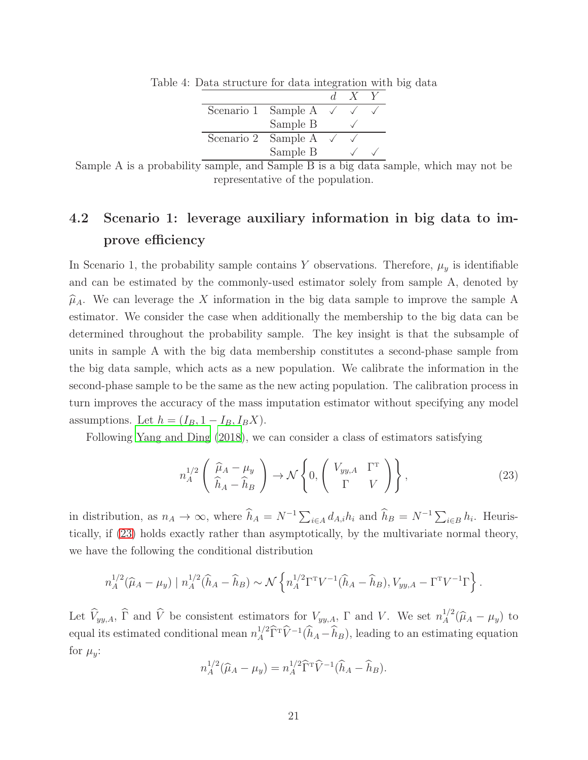Table 4: Data structure for data integration with big data

| | | $d$ | $X$ | $Y$ |
|---|---|---|---|---|
| Scenario 1 | Sample A | ✓ | ✓ | ✓ |
| | Sample B | | ✓ | |
| Scenario 2 | Sample A | ✓ | ✓ | |
| | Sample B | | ✓ | ✓ |

Sample A is a probability sample, and Sample B is a big data sample, which may not be representative of the population.

## 4.2 Scenario 1: leverage auxiliary information in big data to improve efficiency

In Scenario 1, the probability sample contains $Y$ observations. Therefore, $\mu_y$ is identifiable and can be estimated by the commonly-used estimator solely from sample A, denoted by $\widehat{\mu}_A$. We can leverage the $X$ information in the big data sample to improve the sample A estimator. We consider the case when additionally the membership to the big data can be determined throughout the probability sample. The key insight is that the subsample of units in sample A with the big data membership constitutes a second-phase sample from the big data sample, which acts as a new population. We calibrate the information in the second-phase sample to be the same as the new acting population. The calibration process in turn improves the accuracy of the mass imputation estimator without specifying any model assumptions. Let $h = (I_B, 1 - I_B, I_B X)$.

Following Yang and Ding (2018), we can consider a class of estimators satisfying

$$n_A^{1/2} \begin{pmatrix} \widehat{\mu}_A - \mu_y \\ \widehat{h}_A - \widehat{h}_B \end{pmatrix} \rightarrow \mathcal{N} \left\{ 0, \begin{pmatrix} V_{yy,A} & \Gamma^{\mathrm{T}} \\ \Gamma & V \end{pmatrix} \right\}, \tag{23}$$

in distribution, as $n_A \rightarrow \infty$, where $\widehat{h}_A = N^{-1} \sum_{i \in A} d_{A,i} h_i$ and $\widehat{h}_B = N^{-1} \sum_{i \in B} h_i$. Heuristically, if (23) holds exactly rather than asymptotically, by the multivariate normal theory, we have the following the conditional distribution

$$n_A^{1/2}(\widehat{\mu}_A - \mu_y) \mid n_A^{1/2}(\widehat{h}_A - \widehat{h}_B) \sim \mathcal{N} \left\{ n_A^{1/2} \Gamma^{\mathrm{T}} V^{-1} (\widehat{h}_A - \widehat{h}_B), V_{yy,A} - \Gamma^{\mathrm{T}} V^{-1} \Gamma \right\}.$$

Let $\widehat{V}_{yy,A}$, $\widehat{\Gamma}$ and $\widehat{V}$ be consistent estimators for $V_{yy,A}$, $\Gamma$ and $V$. We set $n_A^{1/2}(\widehat{\mu}_A - \mu_y)$ to equal its estimated conditional mean $n_A^{1/2} \widehat{\Gamma}^{\mathrm{T}} \widehat{V}^{-1} (\widehat{h}_A - \widehat{h}_B)$, leading to an estimating equation for $\mu_y$:

$$n_A^{1/2}(\widehat{\mu}_A - \mu_y) = n_A^{1/2} \widehat{\Gamma}^{\mathrm{T}} \widehat{V}^{-1} (\widehat{h}_A - \widehat{h}_B).$$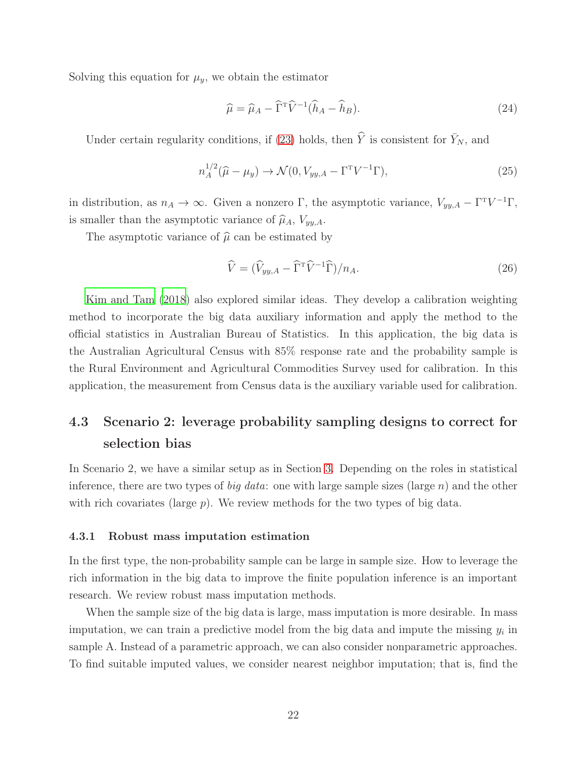Solving this equation for $\mu_y$, we obtain the estimator

$$\widehat{\mu} = \widehat{\mu}_A - \widehat{\Gamma}^{\mathrm{T}} \widehat{V}^{-1} (\widehat{h}_A - \widehat{h}_B). \tag{24}$$

Under certain regularity conditions, if (23) holds, then $\widehat{Y}$ is consistent for $\bar{Y}_N$, and

$$n_A^{1/2}(\widehat{\mu} - \mu_y) \to \mathcal{N}(0, V_{yy,A} - \Gamma^{\mathrm{T}} V^{-1} \Gamma), \tag{25}$$

in distribution, as $n_A \to \infty$. Given a nonzero $\Gamma$, the asymptotic variance, $V_{yy,A} - \Gamma^{\mathrm{T}} V^{-1} \Gamma$, is smaller than the asymptotic variance of $\widehat{\mu}_A$, $V_{yy,A}$.

The asymptotic variance of $\widehat{\mu}$ can be estimated by

$$\widehat{V} = (\widehat{V}_{yy,A} - \widehat{\Gamma}^{\mathrm{T}} \widehat{V}^{-1} \widehat{\Gamma})/n_A. \tag{26}$$

Kim and Tam (2018) also explored similar ideas. They develop a calibration weighting method to incorporate the big data auxiliary information and apply the method to the official statistics in Australian Bureau of Statistics. In this application, the big data is the Australian Agricultural Census with 85% response rate and the probability sample is the Rural Environment and Agricultural Commodities Survey used for calibration. In this application, the measurement from Census data is the auxiliary variable used for calibration.

## 4.3 Scenario 2: leverage probability sampling designs to correct for selection bias

In Scenario 2, we have a similar setup as in Section 3. Depending on the roles in statistical inference, there are two types of *big data*: one with large sample sizes (large $n$) and the other with rich covariates (large $p$). We review methods for the two types of big data.

### 4.3.1 Robust mass imputation estimation

In the first type, the non-probability sample can be large in sample size. How to leverage the rich information in the big data to improve the finite population inference is an important research. We review robust mass imputation methods.

When the sample size of the big data is large, mass imputation is more desirable. In mass imputation, we can train a predictive model from the big data and impute the missing $y_i$ in sample A. Instead of a parametric approach, we can also consider nonparametric approaches. To find suitable imputed values, we consider nearest neighbor imputation; that is, find the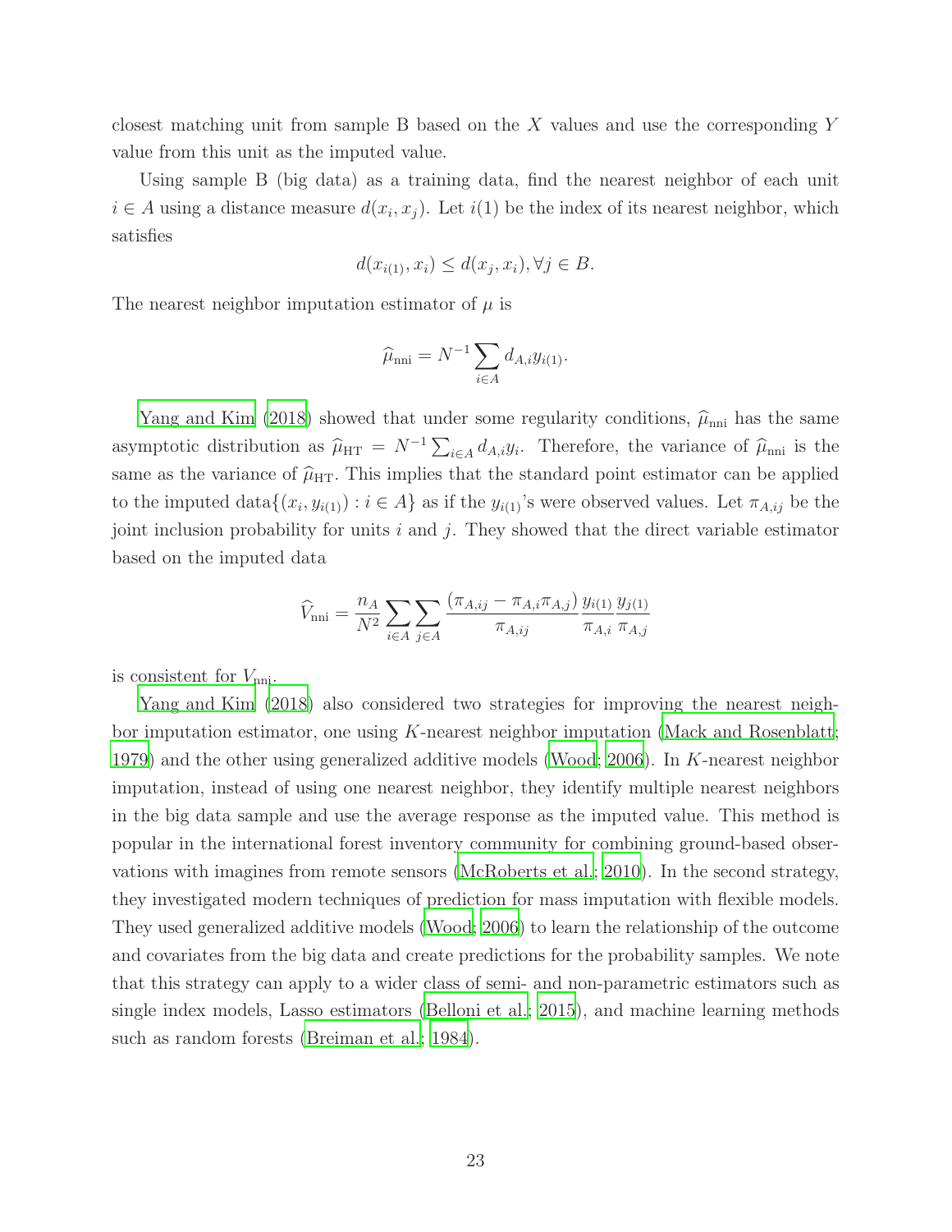closest matching unit from sample B based on the $X$ values and use the corresponding $Y$ value from this unit as the imputed value.

Using sample B (big data) as a training data, find the nearest neighbor of each unit $i \in A$ using a distance measure $d(x_i, x_j)$. Let $i(1)$ be the index of its nearest neighbor, which satisfies

$$d(x_{i(1)}, x_i) \leq d(x_j, x_i), \forall j \in B.$$

The nearest neighbor imputation estimator of $\mu$ is

$$\widehat{\mu}_{\text{nni}} = N^{-1} \sum_{i \in A} d_{A,i} y_{i(1)}.$$

Yang and Kim (2018) showed that under some regularity conditions, $\widehat{\mu}_{\text{nni}}$ has the same asymptotic distribution as $\widehat{\mu}_{\text{HT}} = N^{-1} \sum_{i \in A} d_{A,i} y_i$. Therefore, the variance of $\widehat{\mu}_{\text{nni}}$ is the same as the variance of $\widehat{\mu}_{\text{HT}}$. This implies that the standard point estimator can be applied to the imputed data$\{(x_i, y_{i(1)}) : i \in A\}$ as if the $y_{i(1)}$'s were observed values. Let $\pi_{A,ij}$ be the joint inclusion probability for units $i$ and $j$. They showed that the direct variable estimator based on the imputed data

$$\widehat{V}_{\text{nni}} = \frac{n_A}{N^2} \sum_{i \in A} \sum_{j \in A} \frac{(\pi_{A,ij} - \pi_{A,i}\pi_{A,j})}{\pi_{A,ij}} \frac{y_{i(1)}}{\pi_{A,i}} \frac{y_{j(1)}}{\pi_{A,j}}$$

is consistent for $V_{\text{nni}}$.

Yang and Kim (2018) also considered two strategies for improving the nearest neighbor imputation estimator, one using $K$-nearest neighbor imputation (Mack and Rosenblatt; 1979) and the other using generalized additive models (Wood; 2006). In $K$-nearest neighbor imputation, instead of using one nearest neighbor, they identify multiple nearest neighbors in the big data sample and use the average response as the imputed value. This method is popular in the international forest inventory community for combining ground-based observations with imagines from remote sensors (McRoberts et al.; 2010). In the second strategy, they investigated modern techniques of prediction for mass imputation with flexible models. They used generalized additive models (Wood; 2006) to learn the relationship of the outcome and covariates from the big data and create predictions for the probability samples. We note that this strategy can apply to a wider class of semi- and non-parametric estimators such as single index models, Lasso estimators (Belloni et al.; 2015), and machine learning methods such as random forests (Breiman et al.; 1984).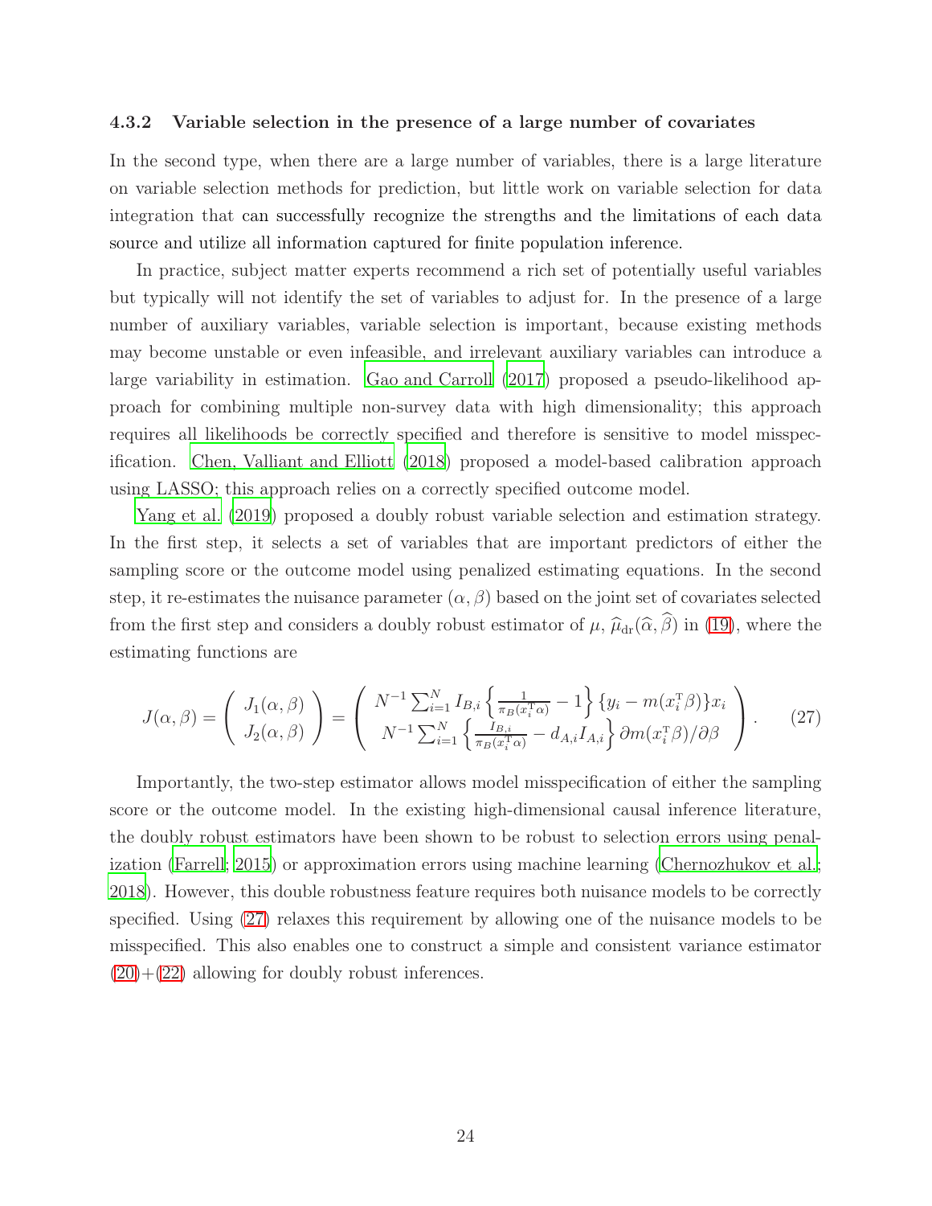#### 4.3.2 Variable selection in the presence of a large number of covariates

In the second type, when there are a large number of variables, there is a large literature on variable selection methods for prediction, but little work on variable selection for data integration that can successfully recognize the strengths and the limitations of each data source and utilize all information captured for finite population inference.

In practice, subject matter experts recommend a rich set of potentially useful variables but typically will not identify the set of variables to adjust for. In the presence of a large number of auxiliary variables, variable selection is important, because existing methods may become unstable or even infeasible, and irrelevant auxiliary variables can introduce a large variability in estimation. Gao and Carroll (2017) proposed a pseudo-likelihood approach for combining multiple non-survey data with high dimensionality; this approach requires all likelihoods be correctly specified and therefore is sensitive to model misspecification. Chen, Valliant and Elliott (2018) proposed a model-based calibration approach using LASSO; this approach relies on a correctly specified outcome model.

Yang et al. (2019) proposed a doubly robust variable selection and estimation strategy. In the first step, it selects a set of variables that are important predictors of either the sampling score or the outcome model using penalized estimating equations. In the second step, it re-estimates the nuisance parameter $(\alpha, \beta)$ based on the joint set of covariates selected from the first step and considers a doubly robust estimator of $\mu$, $\widehat{\mu}_{\mathrm{dr}}(\widehat{\alpha}, \widehat{\beta})$ in (19), where the estimating functions are

$$J(\alpha, \beta) = \begin{pmatrix} J_1(\alpha, \beta) \\ J_2(\alpha, \beta) \end{pmatrix} = \begin{pmatrix} N^{-1}\sum_{i=1}^{N} I_{B,i}\left\{\frac{1}{\pi_B(x_i^{\mathrm{T}}\alpha)} - 1\right\}\{y_i - m(x_i^{\mathrm{T}}\beta)\}x_i \\ N^{-1}\sum_{i=1}^{N}\left\{\frac{I_{B,i}}{\pi_B(x_i^{\mathrm{T}}\alpha)} - d_{A,i}I_{A,i}\right\}\partial m(x_i^{\mathrm{T}}\beta)/\partial\beta \end{pmatrix}. \tag{27}$$

Importantly, the two-step estimator allows model misspecification of either the sampling score or the outcome model. In the existing high-dimensional causal inference literature, the doubly robust estimators have been shown to be robust to selection errors using penalization (Farrell; 2015) or approximation errors using machine learning (Chernozhukov et al.; 2018). However, this double robustness feature requires both nuisance models to be correctly specified. Using (27) relaxes this requirement by allowing one of the nuisance models to be misspecified. This also enables one to construct a simple and consistent variance estimator (20)+(22) allowing for doubly robust inferences.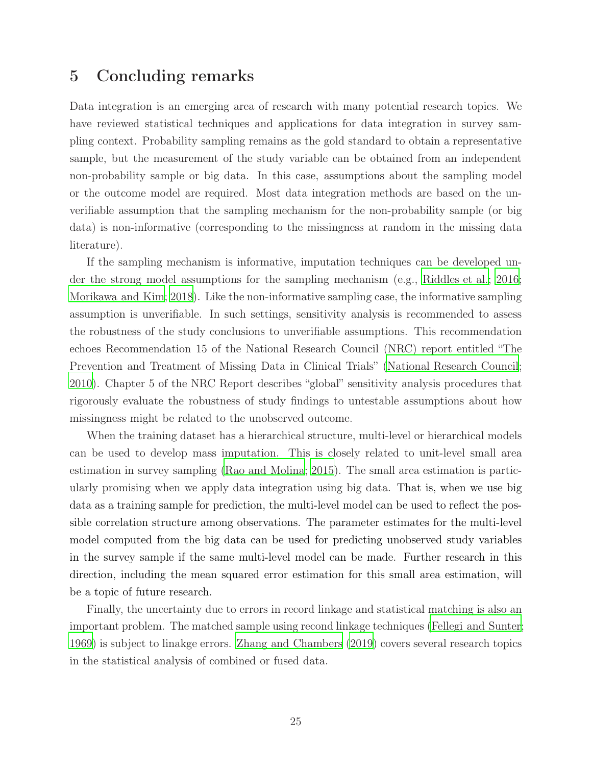## 5 Concluding remarks

Data integration is an emerging area of research with many potential research topics. We have reviewed statistical techniques and applications for data integration in survey sampling context. Probability sampling remains as the gold standard to obtain a representative sample, but the measurement of the study variable can be obtained from an independent non-probability sample or big data. In this case, assumptions about the sampling model or the outcome model are required. Most data integration methods are based on the unverifiable assumption that the sampling mechanism for the non-probability sample (or big data) is non-informative (corresponding to the missingness at random in the missing data literature).

If the sampling mechanism is informative, imputation techniques can be developed under the strong model assumptions for the sampling mechanism (e.g., Riddles et al.; 2016; Morikawa and Kim; 2018). Like the non-informative sampling case, the informative sampling assumption is unverifiable. In such settings, sensitivity analysis is recommended to assess the robustness of the study conclusions to unverifiable assumptions. This recommendation echoes Recommendation 15 of the National Research Council (NRC) report entitled "The Prevention and Treatment of Missing Data in Clinical Trials" (National Research Council; 2010). Chapter 5 of the NRC Report describes "global" sensitivity analysis procedures that rigorously evaluate the robustness of study findings to untestable assumptions about how missingness might be related to the unobserved outcome.

When the training dataset has a hierarchical structure, multi-level or hierarchical models can be used to develop mass imputation. This is closely related to unit-level small area estimation in survey sampling (Rao and Molina; 2015). The small area estimation is particularly promising when we apply data integration using big data. That is, when we use big data as a training sample for prediction, the multi-level model can be used to reflect the possible correlation structure among observations. The parameter estimates for the multi-level model computed from the big data can be used for predicting unobserved study variables in the survey sample if the same multi-level model can be made. Further research in this direction, including the mean squared error estimation for this small area estimation, will be a topic of future research.

Finally, the uncertainty due to errors in record linkage and statistical matching is also an important problem. The matched sample using recond linkage techniques (Fellegi and Sunter; 1969) is subject to linakge errors. Zhang and Chambers (2019) covers several research topics in the statistical analysis of combined or fused data.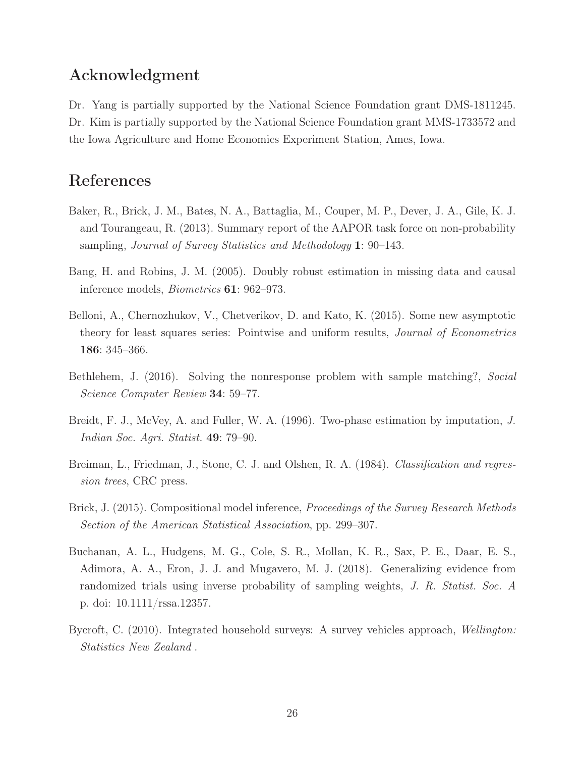## Acknowledgment

Dr. Yang is partially supported by the National Science Foundation grant DMS-1811245. Dr. Kim is partially supported by the National Science Foundation grant MMS-1733572 and the Iowa Agriculture and Home Economics Experiment Station, Ames, Iowa.

## References

Baker, R., Brick, J. M., Bates, N. A., Battaglia, M., Couper, M. P., Dever, J. A., Gile, K. J. and Tourangeau, R. (2013). Summary report of the AAPOR task force on non-probability sampling, *Journal of Survey Statistics and Methodology* **1**: 90–143.

Bang, H. and Robins, J. M. (2005). Doubly robust estimation in missing data and causal inference models, *Biometrics* **61**: 962–973.

Belloni, A., Chernozhukov, V., Chetverikov, D. and Kato, K. (2015). Some new asymptotic theory for least squares series: Pointwise and uniform results, *Journal of Econometrics* **186**: 345–366.

Bethlehem, J. (2016). Solving the nonresponse problem with sample matching?, *Social Science Computer Review* **34**: 59–77.

Breidt, F. J., McVey, A. and Fuller, W. A. (1996). Two-phase estimation by imputation, *J. Indian Soc. Agri. Statist.* **49**: 79–90.

Breiman, L., Friedman, J., Stone, C. J. and Olshen, R. A. (1984). *Classification and regression trees*, CRC press.

Brick, J. (2015). Compositional model inference, *Proceedings of the Survey Research Methods Section of the American Statistical Association*, pp. 299–307.

Buchanan, A. L., Hudgens, M. G., Cole, S. R., Mollan, K. R., Sax, P. E., Daar, E. S., Adimora, A. A., Eron, J. J. and Mugavero, M. J. (2018). Generalizing evidence from randomized trials using inverse probability of sampling weights, *J. R. Statist. Soc. A* p. doi: 10.1111/rssa.12357.

Bycroft, C. (2010). Integrated household surveys: A survey vehicles approach, *Wellington: Statistics New Zealand* .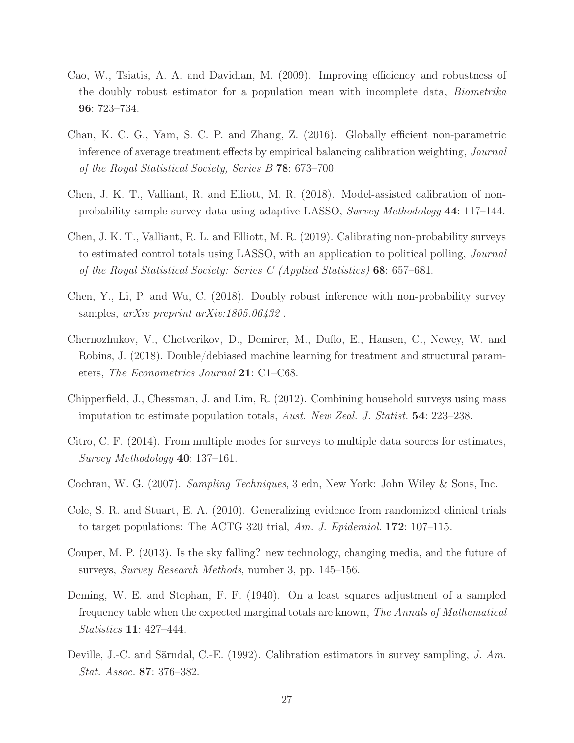Cao, W., Tsiatis, A. A. and Davidian, M. (2009). Improving efficiency and robustness of the doubly robust estimator for a population mean with incomplete data, *Biometrika* **96**: 723–734.

Chan, K. C. G., Yam, S. C. P. and Zhang, Z. (2016). Globally efficient non-parametric inference of average treatment effects by empirical balancing calibration weighting, *Journal of the Royal Statistical Society, Series B* **78**: 673–700.

Chen, J. K. T., Valliant, R. and Elliott, M. R. (2018). Model-assisted calibration of non-probability sample survey data using adaptive LASSO, *Survey Methodology* **44**: 117–144.

Chen, J. K. T., Valliant, R. L. and Elliott, M. R. (2019). Calibrating non-probability surveys to estimated control totals using LASSO, with an application to political polling, *Journal of the Royal Statistical Society: Series C (Applied Statistics)* **68**: 657–681.

Chen, Y., Li, P. and Wu, C. (2018). Doubly robust inference with non-probability survey samples, *arXiv preprint arXiv:1805.06432* .

Chernozhukov, V., Chetverikov, D., Demirer, M., Duflo, E., Hansen, C., Newey, W. and Robins, J. (2018). Double/debiased machine learning for treatment and structural parameters, *The Econometrics Journal* **21**: C1–C68.

Chipperfield, J., Chessman, J. and Lim, R. (2012). Combining household surveys using mass imputation to estimate population totals, *Aust. New Zeal. J. Statist.* **54**: 223–238.

Citro, C. F. (2014). From multiple modes for surveys to multiple data sources for estimates, *Survey Methodology* **40**: 137–161.

Cochran, W. G. (2007). *Sampling Techniques*, 3 edn, New York: John Wiley & Sons, Inc.

Cole, S. R. and Stuart, E. A. (2010). Generalizing evidence from randomized clinical trials to target populations: The ACTG 320 trial, *Am. J. Epidemiol.* **172**: 107–115.

Couper, M. P. (2013). Is the sky falling? new technology, changing media, and the future of surveys, *Survey Research Methods*, number 3, pp. 145–156.

Deming, W. E. and Stephan, F. F. (1940). On a least squares adjustment of a sampled frequency table when the expected marginal totals are known, *The Annals of Mathematical Statistics* **11**: 427–444.

Deville, J.-C. and Särndal, C.-E. (1992). Calibration estimators in survey sampling, *J. Am. Stat. Assoc.* **87**: 376–382.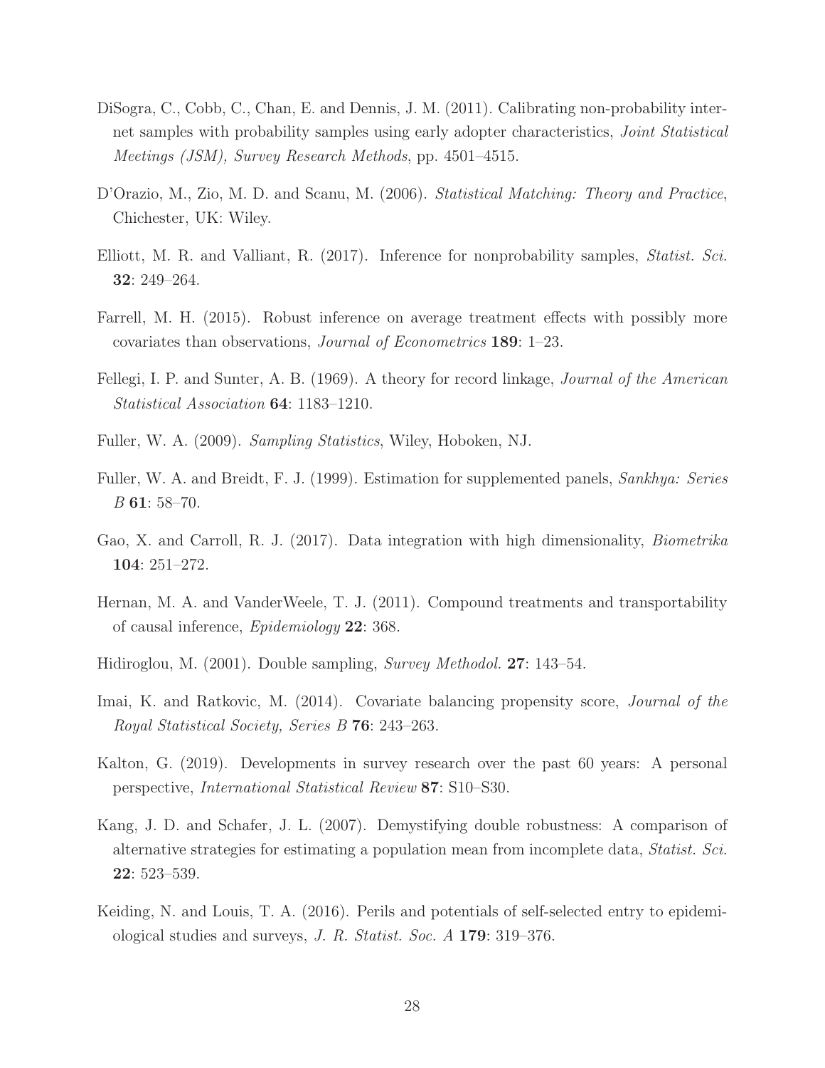DiSogra, C., Cobb, C., Chan, E. and Dennis, J. M. (2011). Calibrating non-probability internet samples with probability samples using early adopter characteristics, *Joint Statistical Meetings (JSM), Survey Research Methods*, pp. 4501–4515.

D'Orazio, M., Zio, M. D. and Scanu, M. (2006). *Statistical Matching: Theory and Practice*, Chichester, UK: Wiley.

Elliott, M. R. and Valliant, R. (2017). Inference for nonprobability samples, *Statist. Sci.* **32**: 249–264.

Farrell, M. H. (2015). Robust inference on average treatment effects with possibly more covariates than observations, *Journal of Econometrics* **189**: 1–23.

Fellegi, I. P. and Sunter, A. B. (1969). A theory for record linkage, *Journal of the American Statistical Association* **64**: 1183–1210.

Fuller, W. A. (2009). *Sampling Statistics*, Wiley, Hoboken, NJ.

Fuller, W. A. and Breidt, F. J. (1999). Estimation for supplemented panels, *Sankhya: Series B* **61**: 58–70.

Gao, X. and Carroll, R. J. (2017). Data integration with high dimensionality, *Biometrika* **104**: 251–272.

Hernan, M. A. and VanderWeele, T. J. (2011). Compound treatments and transportability of causal inference, *Epidemiology* **22**: 368.

Hidiroglou, M. (2001). Double sampling, *Survey Methodol.* **27**: 143–54.

Imai, K. and Ratkovic, M. (2014). Covariate balancing propensity score, *Journal of the Royal Statistical Society, Series B* **76**: 243–263.

Kalton, G. (2019). Developments in survey research over the past 60 years: A personal perspective, *International Statistical Review* **87**: S10–S30.

Kang, J. D. and Schafer, J. L. (2007). Demystifying double robustness: A comparison of alternative strategies for estimating a population mean from incomplete data, *Statist. Sci.* **22**: 523–539.

Keiding, N. and Louis, T. A. (2016). Perils and potentials of self-selected entry to epidemiological studies and surveys, *J. R. Statist. Soc. A* **179**: 319–376.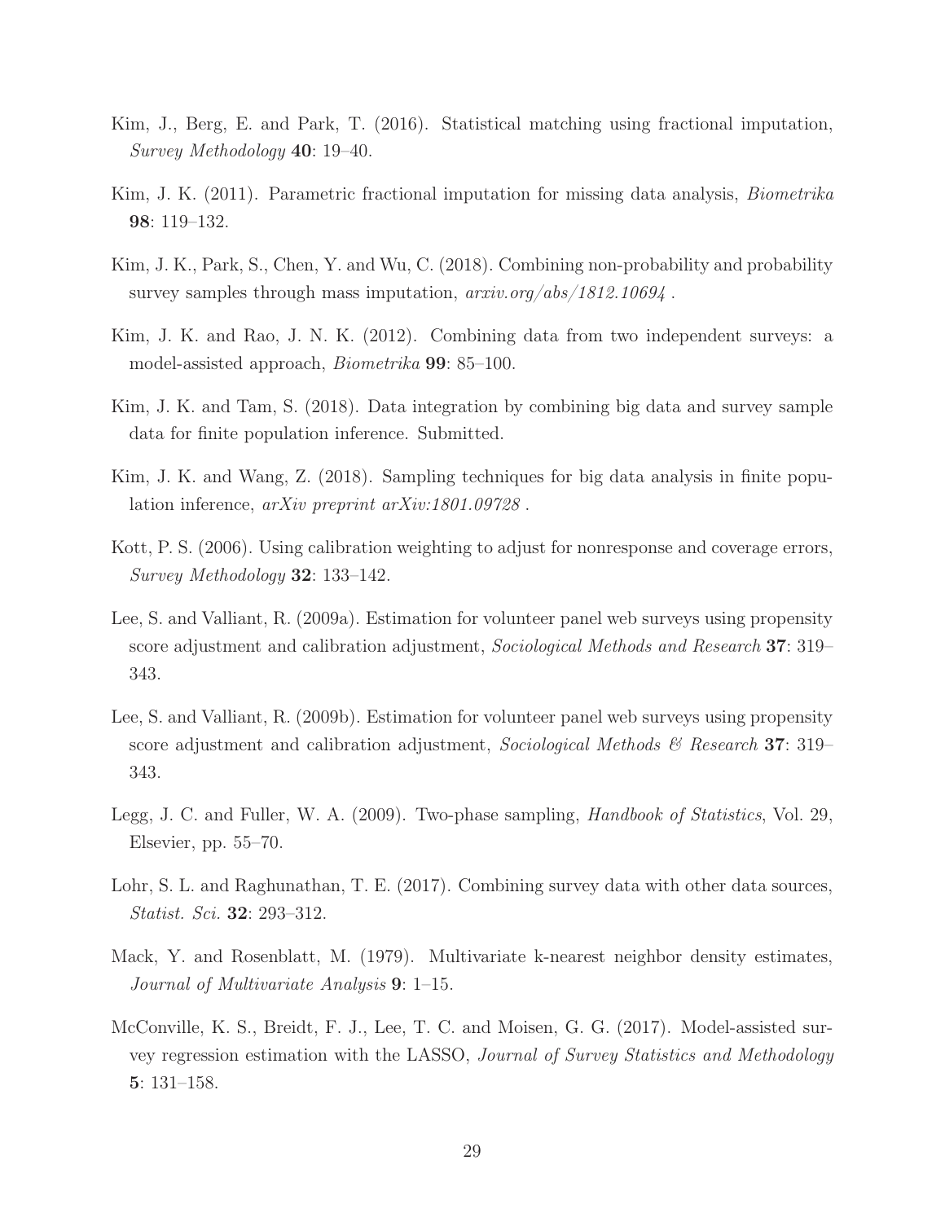Kim, J., Berg, E. and Park, T. (2016). Statistical matching using fractional imputation, *Survey Methodology* **40**: 19–40.

Kim, J. K. (2011). Parametric fractional imputation for missing data analysis, *Biometrika* **98**: 119–132.

Kim, J. K., Park, S., Chen, Y. and Wu, C. (2018). Combining non-probability and probability survey samples through mass imputation, *arxiv.org/abs/1812.10694* .

Kim, J. K. and Rao, J. N. K. (2012). Combining data from two independent surveys: a model-assisted approach, *Biometrika* **99**: 85–100.

Kim, J. K. and Tam, S. (2018). Data integration by combining big data and survey sample data for finite population inference. Submitted.

Kim, J. K. and Wang, Z. (2018). Sampling techniques for big data analysis in finite population inference, *arXiv preprint arXiv:1801.09728* .

Kott, P. S. (2006). Using calibration weighting to adjust for nonresponse and coverage errors, *Survey Methodology* **32**: 133–142.

Lee, S. and Valliant, R. (2009a). Estimation for volunteer panel web surveys using propensity score adjustment and calibration adjustment, *Sociological Methods and Research* **37**: 319–343.

Lee, S. and Valliant, R. (2009b). Estimation for volunteer panel web surveys using propensity score adjustment and calibration adjustment, *Sociological Methods & Research* **37**: 319–343.

Legg, J. C. and Fuller, W. A. (2009). Two-phase sampling, *Handbook of Statistics*, Vol. 29, Elsevier, pp. 55–70.

Lohr, S. L. and Raghunathan, T. E. (2017). Combining survey data with other data sources, *Statist. Sci.* **32**: 293–312.

Mack, Y. and Rosenblatt, M. (1979). Multivariate k-nearest neighbor density estimates, *Journal of Multivariate Analysis* **9**: 1–15.

McConville, K. S., Breidt, F. J., Lee, T. C. and Moisen, G. G. (2017). Model-assisted survey regression estimation with the LASSO, *Journal of Survey Statistics and Methodology* **5**: 131–158.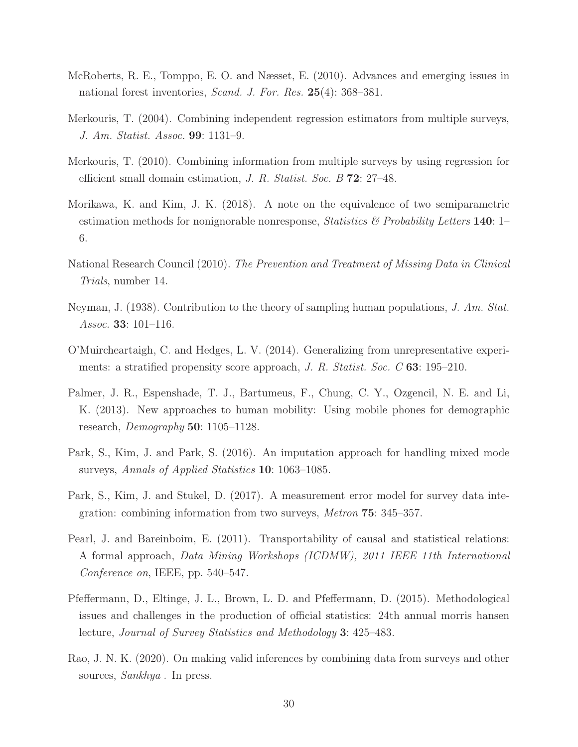McRoberts, R. E., Tomppo, E. O. and Næsset, E. (2010). Advances and emerging issues in national forest inventories, *Scand. J. For. Res.* **25**(4): 368–381.

Merkouris, T. (2004). Combining independent regression estimators from multiple surveys, *J. Am. Statist. Assoc.* **99**: 1131–9.

Merkouris, T. (2010). Combining information from multiple surveys by using regression for efficient small domain estimation, *J. R. Statist. Soc. B* **72**: 27–48.

Morikawa, K. and Kim, J. K. (2018). A note on the equivalence of two semiparametric estimation methods for nonignorable nonresponse, *Statistics & Probability Letters* **140**: 1–6.

National Research Council (2010). *The Prevention and Treatment of Missing Data in Clinical Trials*, number 14.

Neyman, J. (1938). Contribution to the theory of sampling human populations, *J. Am. Stat. Assoc.* **33**: 101–116.

O'Muircheartaigh, C. and Hedges, L. V. (2014). Generalizing from unrepresentative experiments: a stratified propensity score approach, *J. R. Statist. Soc. C* **63**: 195–210.

Palmer, J. R., Espenshade, T. J., Bartumeus, F., Chung, C. Y., Ozgencil, N. E. and Li, K. (2013). New approaches to human mobility: Using mobile phones for demographic research, *Demography* **50**: 1105–1128.

Park, S., Kim, J. and Park, S. (2016). An imputation approach for handling mixed mode surveys, *Annals of Applied Statistics* **10**: 1063–1085.

Park, S., Kim, J. and Stukel, D. (2017). A measurement error model for survey data integration: combining information from two surveys, *Metron* **75**: 345–357.

Pearl, J. and Bareinboim, E. (2011). Transportability of causal and statistical relations: A formal approach, *Data Mining Workshops (ICDMW), 2011 IEEE 11th International Conference on*, IEEE, pp. 540–547.

Pfeffermann, D., Eltinge, J. L., Brown, L. D. and Pfeffermann, D. (2015). Methodological issues and challenges in the production of official statistics: 24th annual morris hansen lecture, *Journal of Survey Statistics and Methodology* **3**: 425–483.

Rao, J. N. K. (2020). On making valid inferences by combining data from surveys and other sources, *Sankhya* . In press.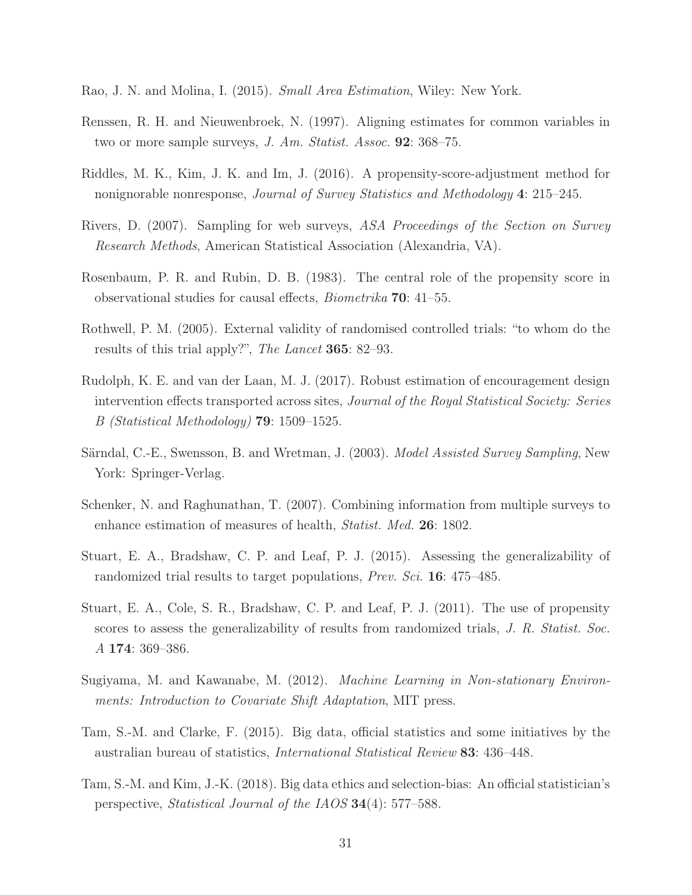Rao, J. N. and Molina, I. (2015). *Small Area Estimation*, Wiley: New York.

Renssen, R. H. and Nieuwenbroek, N. (1997). Aligning estimates for common variables in two or more sample surveys, *J. Am. Statist. Assoc.* **92**: 368–75.

Riddles, M. K., Kim, J. K. and Im, J. (2016). A propensity-score-adjustment method for nonignorable nonresponse, *Journal of Survey Statistics and Methodology* **4**: 215–245.

Rivers, D. (2007). Sampling for web surveys, *ASA Proceedings of the Section on Survey Research Methods*, American Statistical Association (Alexandria, VA).

Rosenbaum, P. R. and Rubin, D. B. (1983). The central role of the propensity score in observational studies for causal effects, *Biometrika* **70**: 41–55.

Rothwell, P. M. (2005). External validity of randomised controlled trials: "to whom do the results of this trial apply?", *The Lancet* **365**: 82–93.

Rudolph, K. E. and van der Laan, M. J. (2017). Robust estimation of encouragement design intervention effects transported across sites, *Journal of the Royal Statistical Society: Series B (Statistical Methodology)* **79**: 1509–1525.

Särndal, C.-E., Swensson, B. and Wretman, J. (2003). *Model Assisted Survey Sampling*, New York: Springer-Verlag.

Schenker, N. and Raghunathan, T. (2007). Combining information from multiple surveys to enhance estimation of measures of health, *Statist. Med.* **26**: 1802.

Stuart, E. A., Bradshaw, C. P. and Leaf, P. J. (2015). Assessing the generalizability of randomized trial results to target populations, *Prev. Sci.* **16**: 475–485.

Stuart, E. A., Cole, S. R., Bradshaw, C. P. and Leaf, P. J. (2011). The use of propensity scores to assess the generalizability of results from randomized trials, *J. R. Statist. Soc. A* **174**: 369–386.

Sugiyama, M. and Kawanabe, M. (2012). *Machine Learning in Non-stationary Environments: Introduction to Covariate Shift Adaptation*, MIT press.

Tam, S.-M. and Clarke, F. (2015). Big data, official statistics and some initiatives by the australian bureau of statistics, *International Statistical Review* **83**: 436–448.

Tam, S.-M. and Kim, J.-K. (2018). Big data ethics and selection-bias: An official statistician's perspective, *Statistical Journal of the IAOS* **34**(4): 577–588.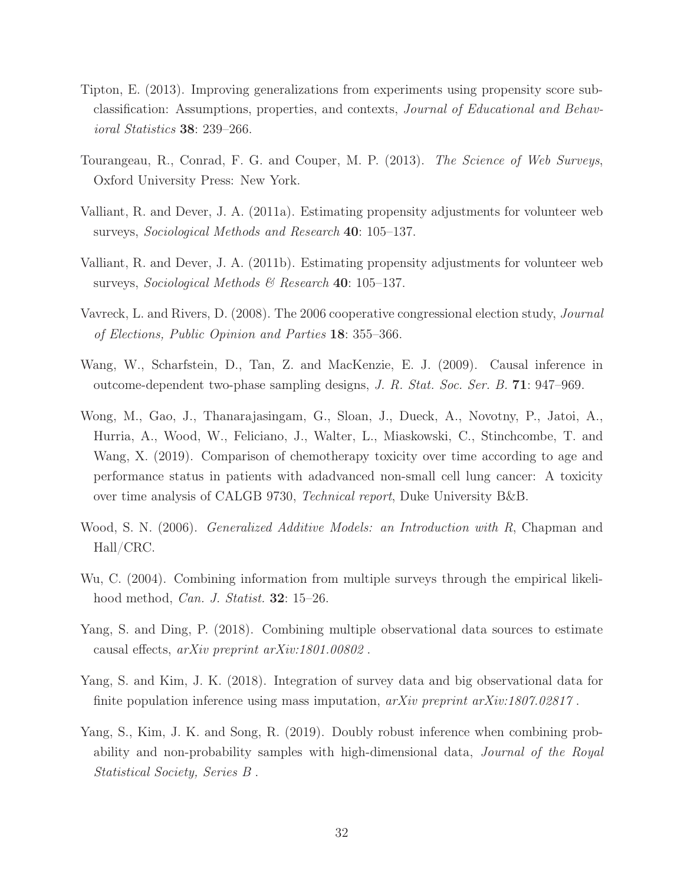Tipton, E. (2013). Improving generalizations from experiments using propensity score subclassification: Assumptions, properties, and contexts, *Journal of Educational and Behavioral Statistics* **38**: 239–266.

Tourangeau, R., Conrad, F. G. and Couper, M. P. (2013). *The Science of Web Surveys*, Oxford University Press: New York.

Valliant, R. and Dever, J. A. (2011a). Estimating propensity adjustments for volunteer web surveys, *Sociological Methods and Research* **40**: 105–137.

Valliant, R. and Dever, J. A. (2011b). Estimating propensity adjustments for volunteer web surveys, *Sociological Methods & Research* **40**: 105–137.

Vavreck, L. and Rivers, D. (2008). The 2006 cooperative congressional election study, *Journal of Elections, Public Opinion and Parties* **18**: 355–366.

Wang, W., Scharfstein, D., Tan, Z. and MacKenzie, E. J. (2009). Causal inference in outcome-dependent two-phase sampling designs, *J. R. Stat. Soc. Ser. B.* **71**: 947–969.

Wong, M., Gao, J., Thanarajasingam, G., Sloan, J., Dueck, A., Novotny, P., Jatoi, A., Hurria, A., Wood, W., Feliciano, J., Walter, L., Miaskowski, C., Stinchcombe, T. and Wang, X. (2019). Comparison of chemotherapy toxicity over time according to age and performance status in patients with adadvanced non-small cell lung cancer: A toxicity over time analysis of CALGB 9730, *Technical report*, Duke University B&B.

Wood, S. N. (2006). *Generalized Additive Models: an Introduction with R*, Chapman and Hall/CRC.

Wu, C. (2004). Combining information from multiple surveys through the empirical likelihood method, *Can. J. Statist.* **32**: 15–26.

Yang, S. and Ding, P. (2018). Combining multiple observational data sources to estimate causal effects, *arXiv preprint arXiv:1801.00802* .

Yang, S. and Kim, J. K. (2018). Integration of survey data and big observational data for finite population inference using mass imputation, *arXiv preprint arXiv:1807.02817* .

Yang, S., Kim, J. K. and Song, R. (2019). Doubly robust inference when combining probability and non-probability samples with high-dimensional data, *Journal of the Royal Statistical Society, Series B* .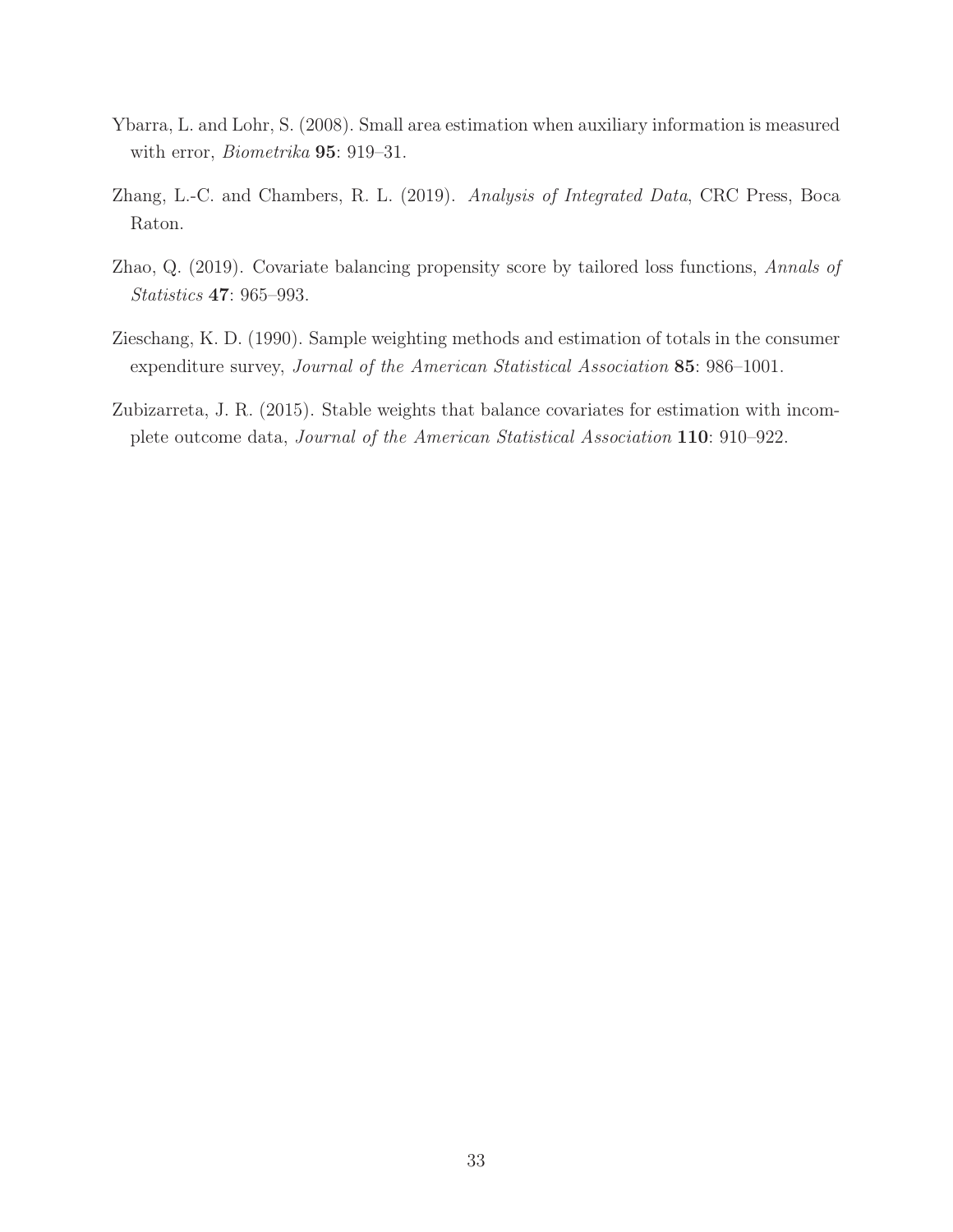Ybarra, L. and Lohr, S. (2008). Small area estimation when auxiliary information is measured with error, *Biometrika* **95**: 919–31.

Zhang, L.-C. and Chambers, R. L. (2019). *Analysis of Integrated Data*, CRC Press, Boca Raton.

Zhao, Q. (2019). Covariate balancing propensity score by tailored loss functions, *Annals of Statistics* **47**: 965–993.

Zieschang, K. D. (1990). Sample weighting methods and estimation of totals in the consumer expenditure survey, *Journal of the American Statistical Association* **85**: 986–1001.

Zubizarreta, J. R. (2015). Stable weights that balance covariates for estimation with incomplete outcome data, *Journal of the American Statistical Association* **110**: 910–922.